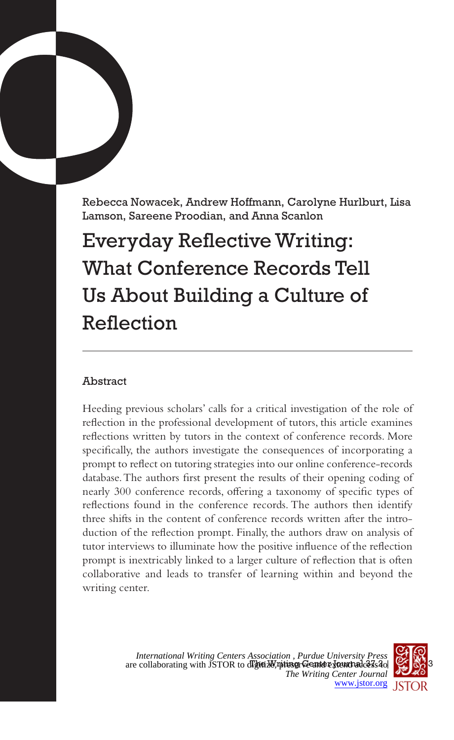Rebecca Nowacek, Andrew Hoffmann, Carolyne Hurlburt, Lisa Lamson, Sareene Proodian, and Anna Scanlon

# Everyday Reflective Writing: What Conference Records Tell Us About Building a Culture of Reflection

## Abstract

Heeding previous scholars' calls for a critical investigation of the role of reflection in the professional development of tutors, this article examines reflections written by tutors in the context of conference records. More specifically, the authors investigate the consequences of incorporating a prompt to reflect on tutoring strategies into our online conference-records database. The authors first present the results of their opening coding of nearly 300 conference records, offering a taxonomy of specific types of reflections found in the conference records. The authors then identify three shifts in the content of conference records written after the introduction of the reflection prompt. Finally, the authors draw on analysis of tutor interviews to illuminate how the positive influence of the reflection prompt is inextricably linked to a larger culture of reflection that is often collaborative and leads to transfer of learning within and beyond the writing center.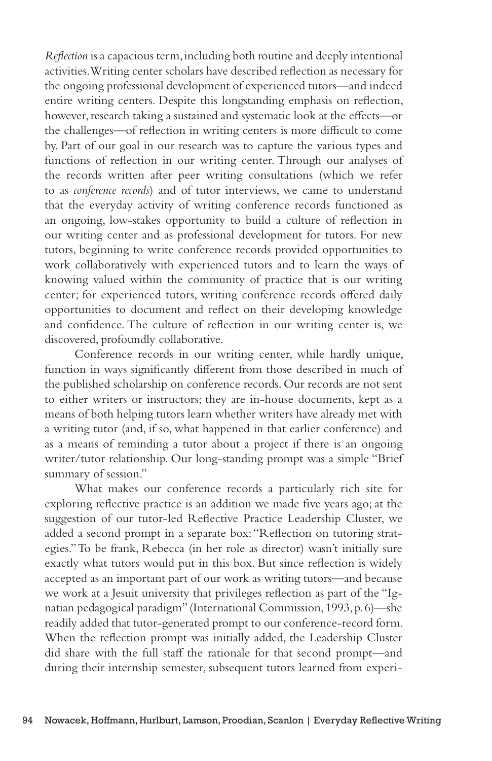*Reflection* is a capacious term, including both routine and deeply intentional activities. Writing center scholars have described reflection as necessary for the ongoing professional development of experienced tutors—and indeed entire writing centers. Despite this longstanding emphasis on reflection, however, research taking a sustained and systematic look at the effects—or the challenges—of reflection in writing centers is more difficult to come by. Part of our goal in our research was to capture the various types and functions of reflection in our writing center. Through our analyses of the records written after peer writing consultations (which we refer to as *conference records*) and of tutor interviews, we came to understand that the everyday activity of writing conference records functioned as an ongoing, low-stakes opportunity to build a culture of reflection in our writing center and as professional development for tutors. For new tutors, beginning to write conference records provided opportunities to work collaboratively with experienced tutors and to learn the ways of knowing valued within the community of practice that is our writing center; for experienced tutors, writing conference records offered daily opportunities to document and reflect on their developing knowledge and confidence. The culture of reflection in our writing center is, we discovered, profoundly collaborative.

Conference records in our writing center, while hardly unique, function in ways significantly different from those described in much of the published scholarship on conference records. Our records are not sent to either writers or instructors; they are in-house documents, kept as a means of both helping tutors learn whether writers have already met with a writing tutor (and, if so, what happened in that earlier conference) and as a means of reminding a tutor about a project if there is an ongoing writer/tutor relationship. Our long-standing prompt was a simple "Brief summary of session."

What makes our conference records a particularly rich site for exploring reflective practice is an addition we made five years ago; at the suggestion of our tutor-led Reflective Practice Leadership Cluster, we added a second prompt in a separate box: "Reflection on tutoring strategies." To be frank, Rebecca (in her role as director) wasn't initially sure exactly what tutors would put in this box. But since reflection is widely accepted as an important part of our work as writing tutors—and because we work at a Jesuit university that privileges reflection as part of the "Ignatian pedagogical paradigm" (International Commission, 1993, p. 6)—she readily added that tutor-generated prompt to our conference-record form. When the reflection prompt was initially added, the Leadership Cluster did share with the full staff the rationale for that second prompt—and during their internship semester, subsequent tutors learned from experi-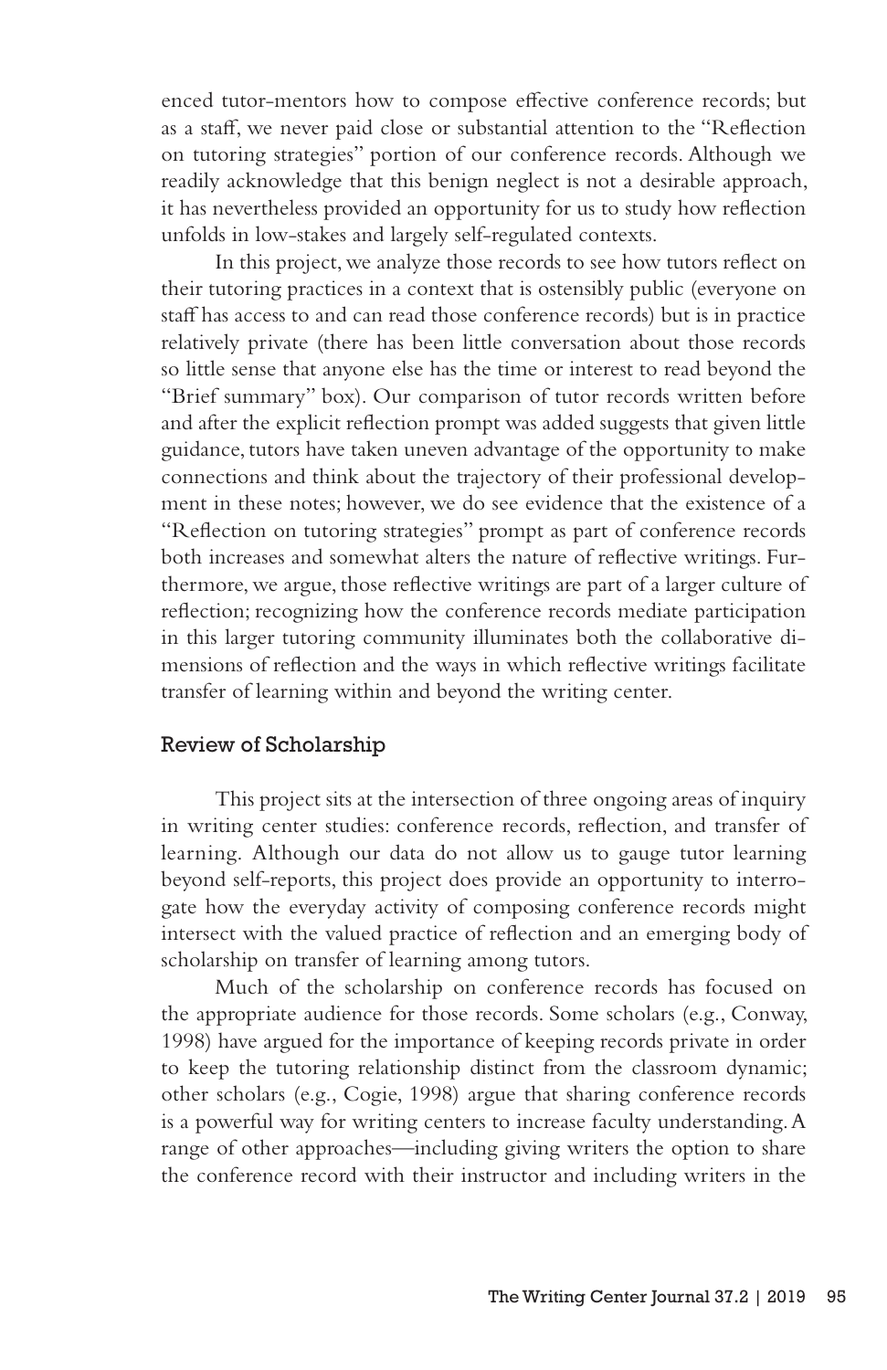enced tutor-mentors how to compose effective conference records; but as a staff, we never paid close or substantial attention to the "Reflection on tutoring strategies" portion of our conference records. Although we readily acknowledge that this benign neglect is not a desirable approach, it has nevertheless provided an opportunity for us to study how reflection unfolds in low-stakes and largely self-regulated contexts.

In this project, we analyze those records to see how tutors reflect on their tutoring practices in a context that is ostensibly public (everyone on staff has access to and can read those conference records) but is in practice relatively private (there has been little conversation about those records so little sense that anyone else has the time or interest to read beyond the "Brief summary" box). Our comparison of tutor records written before and after the explicit reflection prompt was added suggests that given little guidance, tutors have taken uneven advantage of the opportunity to make connections and think about the trajectory of their professional development in these notes; however, we do see evidence that the existence of a "Reflection on tutoring strategies" prompt as part of conference records both increases and somewhat alters the nature of reflective writings. Furthermore, we argue, those reflective writings are part of a larger culture of reflection; recognizing how the conference records mediate participation in this larger tutoring community illuminates both the collaborative dimensions of reflection and the ways in which reflective writings facilitate transfer of learning within and beyond the writing center.

## Review of Scholarship

This project sits at the intersection of three ongoing areas of inquiry in writing center studies: conference records, reflection, and transfer of learning. Although our data do not allow us to gauge tutor learning beyond self-reports, this project does provide an opportunity to interrogate how the everyday activity of composing conference records might intersect with the valued practice of reflection and an emerging body of scholarship on transfer of learning among tutors.

Much of the scholarship on conference records has focused on the appropriate audience for those records. Some scholars (e.g., Conway, 1998) have argued for the importance of keeping records private in order to keep the tutoring relationship distinct from the classroom dynamic; other scholars (e.g., Cogie, 1998) argue that sharing conference records is a powerful way for writing centers to increase faculty understanding. A range of other approaches—including giving writers the option to share the conference record with their instructor and including writers in the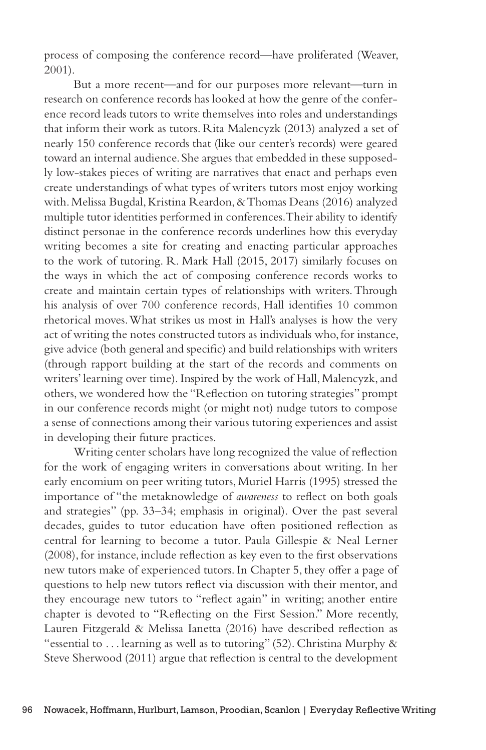process of composing the conference record—have proliferated (Weaver, 2001).

But a more recent—and for our purposes more relevant—turn in research on conference records has looked at how the genre of the conference record leads tutors to write themselves into roles and understandings that inform their work as tutors. Rita Malencyzk (2013) analyzed a set of nearly 150 conference records that (like our center's records) were geared toward an internal audience. She argues that embedded in these supposedly low-stakes pieces of writing are narratives that enact and perhaps even create understandings of what types of writers tutors most enjoy working with. Melissa Bugdal, Kristina Reardon, & Thomas Deans (2016) analyzed multiple tutor identities performed in conferences. Their ability to identify distinct personae in the conference records underlines how this everyday writing becomes a site for creating and enacting particular approaches to the work of tutoring. R. Mark Hall (2015, 2017) similarly focuses on the ways in which the act of composing conference records works to create and maintain certain types of relationships with writers. Through his analysis of over 700 conference records, Hall identifies 10 common rhetorical moves. What strikes us most in Hall's analyses is how the very act of writing the notes constructed tutors as individuals who, for instance, give advice (both general and specific) and build relationships with writers (through rapport building at the start of the records and comments on writers' learning over time). Inspired by the work of Hall, Malencyzk, and others, we wondered how the "Reflection on tutoring strategies" prompt in our conference records might (or might not) nudge tutors to compose a sense of connections among their various tutoring experiences and assist in developing their future practices.

Writing center scholars have long recognized the value of reflection for the work of engaging writers in conversations about writing. In her early encomium on peer writing tutors, Muriel Harris (1995) stressed the importance of "the metaknowledge of *awareness* to reflect on both goals and strategies" (pp. 33–34; emphasis in original). Over the past several decades, guides to tutor education have often positioned reflection as central for learning to become a tutor. Paula Gillespie & Neal Lerner (2008), for instance, include reflection as key even to the first observations new tutors make of experienced tutors. In Chapter 5, they offer a page of questions to help new tutors reflect via discussion with their mentor, and they encourage new tutors to "reflect again" in writing; another entire chapter is devoted to "Reflecting on the First Session." More recently, Lauren Fitzgerald & Melissa Ianetta (2016) have described reflection as "essential to . . . learning as well as to tutoring" (52). Christina Murphy & Steve Sherwood (2011) argue that reflection is central to the development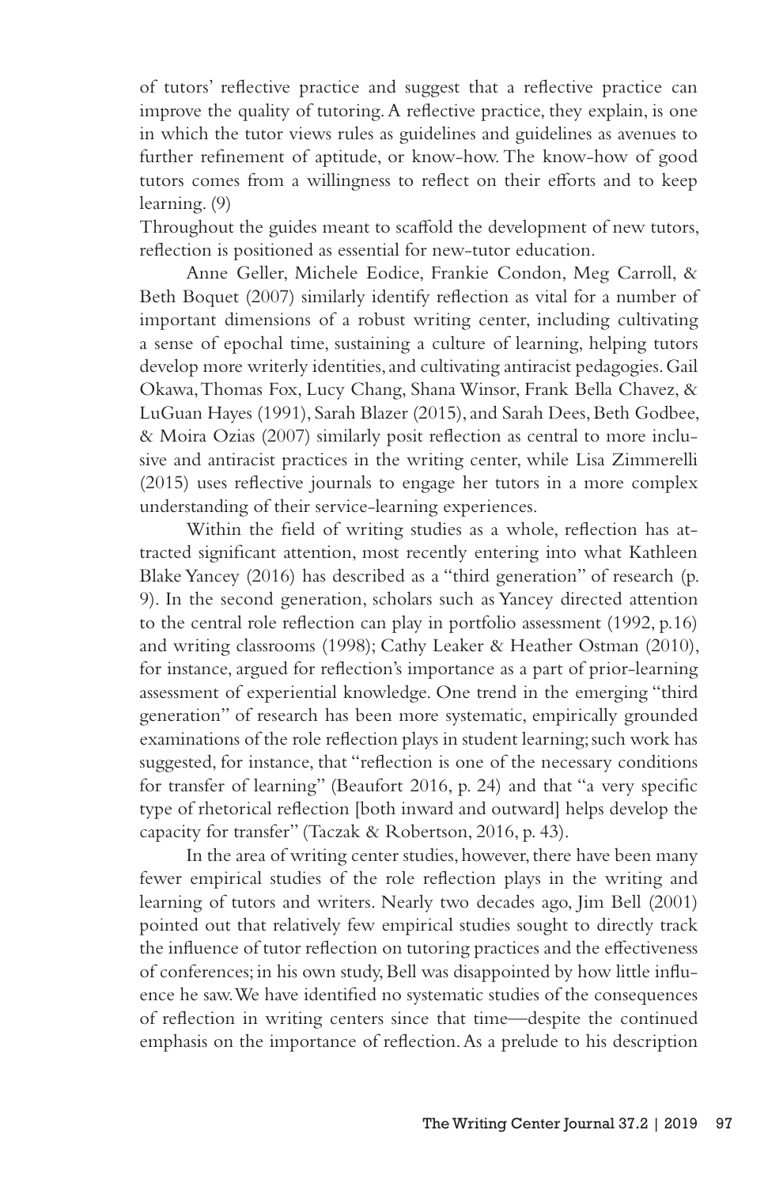of tutors' reflective practice and suggest that a reflective practice can improve the quality of tutoring. A reflective practice, they explain, is one in which the tutor views rules as guidelines and guidelines as avenues to further refinement of aptitude, or know-how. The know-how of good tutors comes from a willingness to reflect on their efforts and to keep learning. (9)

Throughout the guides meant to scaffold the development of new tutors, reflection is positioned as essential for new-tutor education.

Anne Geller, Michele Eodice, Frankie Condon, Meg Carroll, & Beth Boquet (2007) similarly identify reflection as vital for a number of important dimensions of a robust writing center, including cultivating a sense of epochal time, sustaining a culture of learning, helping tutors develop more writerly identities, and cultivating antiracist pedagogies. Gail Okawa, Thomas Fox, Lucy Chang, Shana Winsor, Frank Bella Chavez, & LuGuan Hayes (1991), Sarah Blazer (2015), and Sarah Dees, Beth Godbee, & Moira Ozias (2007) similarly posit reflection as central to more inclusive and antiracist practices in the writing center, while Lisa Zimmerelli (2015) uses reflective journals to engage her tutors in a more complex understanding of their service-learning experiences.

Within the field of writing studies as a whole, reflection has attracted significant attention, most recently entering into what Kathleen Blake Yancey (2016) has described as a "third generation" of research (p. 9). In the second generation, scholars such as Yancey directed attention to the central role reflection can play in portfolio assessment (1992, p.16) and writing classrooms (1998); Cathy Leaker & Heather Ostman (2010), for instance, argued for reflection's importance as a part of prior-learning assessment of experiential knowledge. One trend in the emerging "third generation" of research has been more systematic, empirically grounded examinations of the role reflection plays in student learning; such work has suggested, for instance, that "reflection is one of the necessary conditions for transfer of learning" (Beaufort 2016, p. 24) and that "a very specific type of rhetorical reflection [both inward and outward] helps develop the capacity for transfer" (Taczak & Robertson, 2016, p. 43).

In the area of writing center studies, however, there have been many fewer empirical studies of the role reflection plays in the writing and learning of tutors and writers. Nearly two decades ago, Jim Bell (2001) pointed out that relatively few empirical studies sought to directly track the influence of tutor reflection on tutoring practices and the effectiveness of conferences; in his own study, Bell was disappointed by how little influence he saw. We have identified no systematic studies of the consequences of reflection in writing centers since that time—despite the continued emphasis on the importance of reflection. As a prelude to his description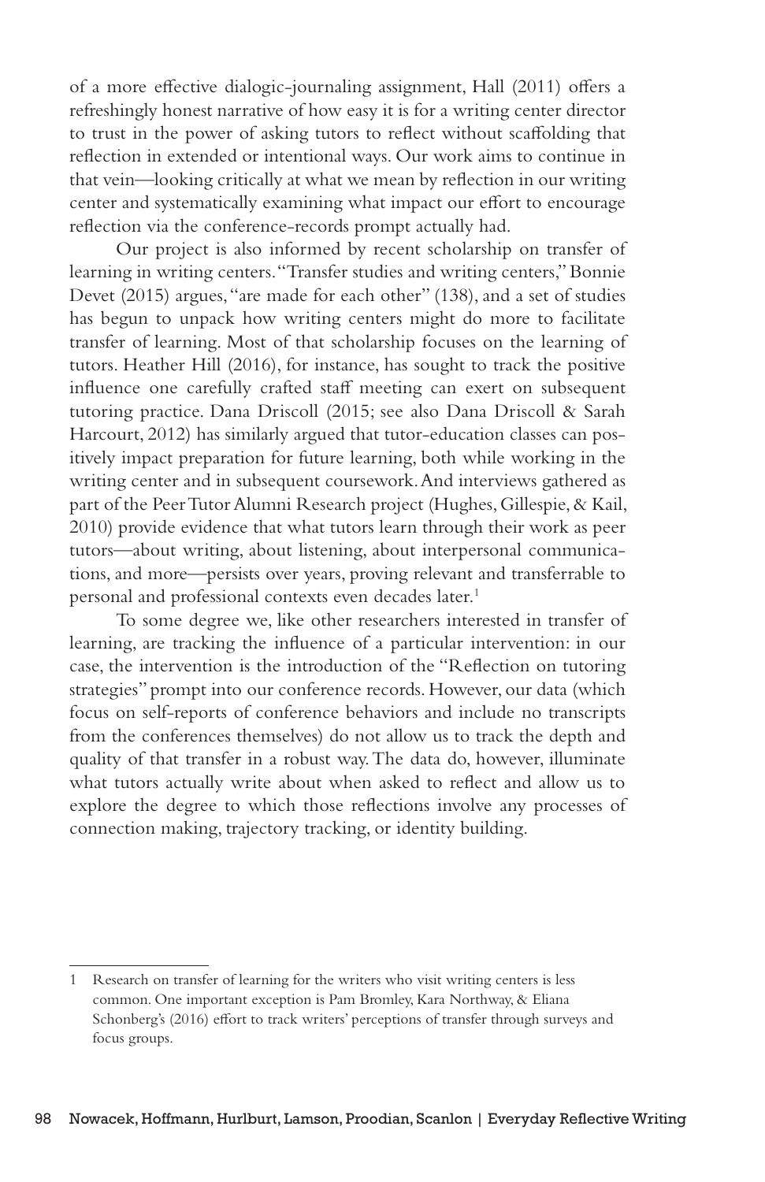of a more effective dialogic-journaling assignment, Hall (2011) offers a refreshingly honest narrative of how easy it is for a writing center director to trust in the power of asking tutors to reflect without scaffolding that reflection in extended or intentional ways. Our work aims to continue in that vein—looking critically at what we mean by reflection in our writing center and systematically examining what impact our effort to encourage reflection via the conference-records prompt actually had.

Our project is also informed by recent scholarship on transfer of learning in writing centers. "Transfer studies and writing centers," Bonnie Devet (2015) argues, "are made for each other" (138), and a set of studies has begun to unpack how writing centers might do more to facilitate transfer of learning. Most of that scholarship focuses on the learning of tutors. Heather Hill (2016), for instance, has sought to track the positive influence one carefully crafted staff meeting can exert on subsequent tutoring practice. Dana Driscoll (2015; see also Dana Driscoll & Sarah Harcourt, 2012) has similarly argued that tutor-education classes can positively impact preparation for future learning, both while working in the writing center and in subsequent coursework. And interviews gathered as part of the Peer Tutor Alumni Research project (Hughes, Gillespie, & Kail, 2010) provide evidence that what tutors learn through their work as peer tutors—about writing, about listening, about interpersonal communications, and more—persists over years, proving relevant and transferrable to personal and professional contexts even decades later.[1]

To some degree we, like other researchers interested in transfer of learning, are tracking the influence of a particular intervention: in our case, the intervention is the introduction of the "Reflection on tutoring strategies" prompt into our conference records. However, our data (which focus on self-reports of conference behaviors and include no transcripts from the conferences themselves) do not allow us to track the depth and quality of that transfer in a robust way. The data do, however, illuminate what tutors actually write about when asked to reflect and allow us to explore the degree to which those reflections involve any processes of connection making, trajectory tracking, or identity building.

---

1 Research on transfer of learning for the writers who visit writing centers is less common. One important exception is Pam Bromley, Kara Northway, & Eliana Schonberg's (2016) effort to track writers' perceptions of transfer through surveys and focus groups.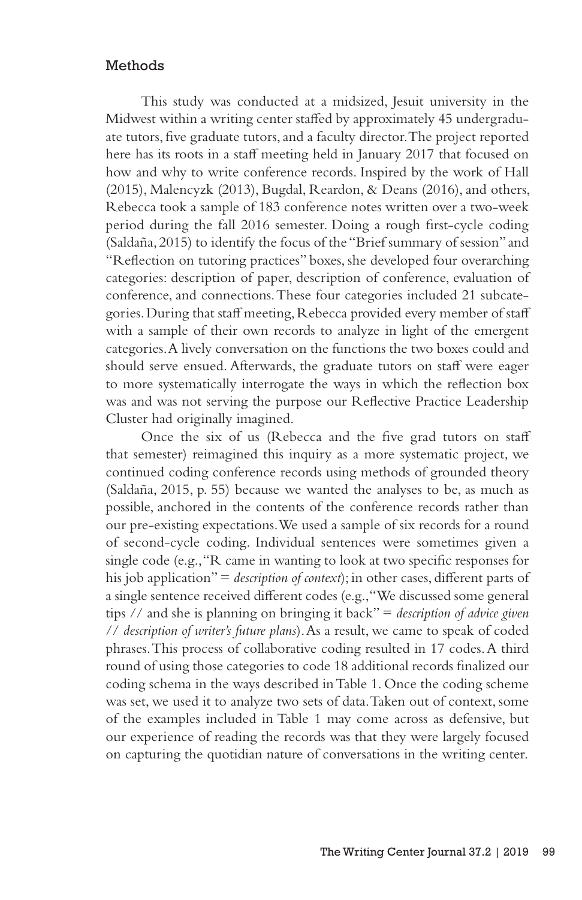## Methods

This study was conducted at a midsized, Jesuit university in the Midwest within a writing center staffed by approximately 45 undergraduate tutors, five graduate tutors, and a faculty director. The project reported here has its roots in a staff meeting held in January 2017 that focused on how and why to write conference records. Inspired by the work of Hall (2015), Malencyzk (2013), Bugdal, Reardon, & Deans (2016), and others, Rebecca took a sample of 183 conference notes written over a two-week period during the fall 2016 semester. Doing a rough first-cycle coding (Saldaña, 2015) to identify the focus of the "Brief summary of session" and "Reflection on tutoring practices" boxes, she developed four overarching categories: description of paper, description of conference, evaluation of conference, and connections. These four categories included 21 subcategories. During that staff meeting, Rebecca provided every member of staff with a sample of their own records to analyze in light of the emergent categories. A lively conversation on the functions the two boxes could and should serve ensued. Afterwards, the graduate tutors on staff were eager to more systematically interrogate the ways in which the reflection box was and was not serving the purpose our Reflective Practice Leadership Cluster had originally imagined.

Once the six of us (Rebecca and the five grad tutors on staff that semester) reimagined this inquiry as a more systematic project, we continued coding conference records using methods of grounded theory (Saldaña, 2015, p. 55) because we wanted the analyses to be, as much as possible, anchored in the contents of the conference records rather than our pre-existing expectations. We used a sample of six records for a round of second-cycle coding. Individual sentences were sometimes given a single code (e.g., "R came in wanting to look at two specific responses for his job application" = *description of context*); in other cases, different parts of a single sentence received different codes (e.g., "We discussed some general tips // and she is planning on bringing it back" = *description of advice given // description of writer's future plans*). As a result, we came to speak of coded phrases. This process of collaborative coding resulted in 17 codes. A third round of using those categories to code 18 additional records finalized our coding schema in the ways described in Table 1. Once the coding scheme was set, we used it to analyze two sets of data. Taken out of context, some of the examples included in Table 1 may come across as defensive, but our experience of reading the records was that they were largely focused on capturing the quotidian nature of conversations in the writing center.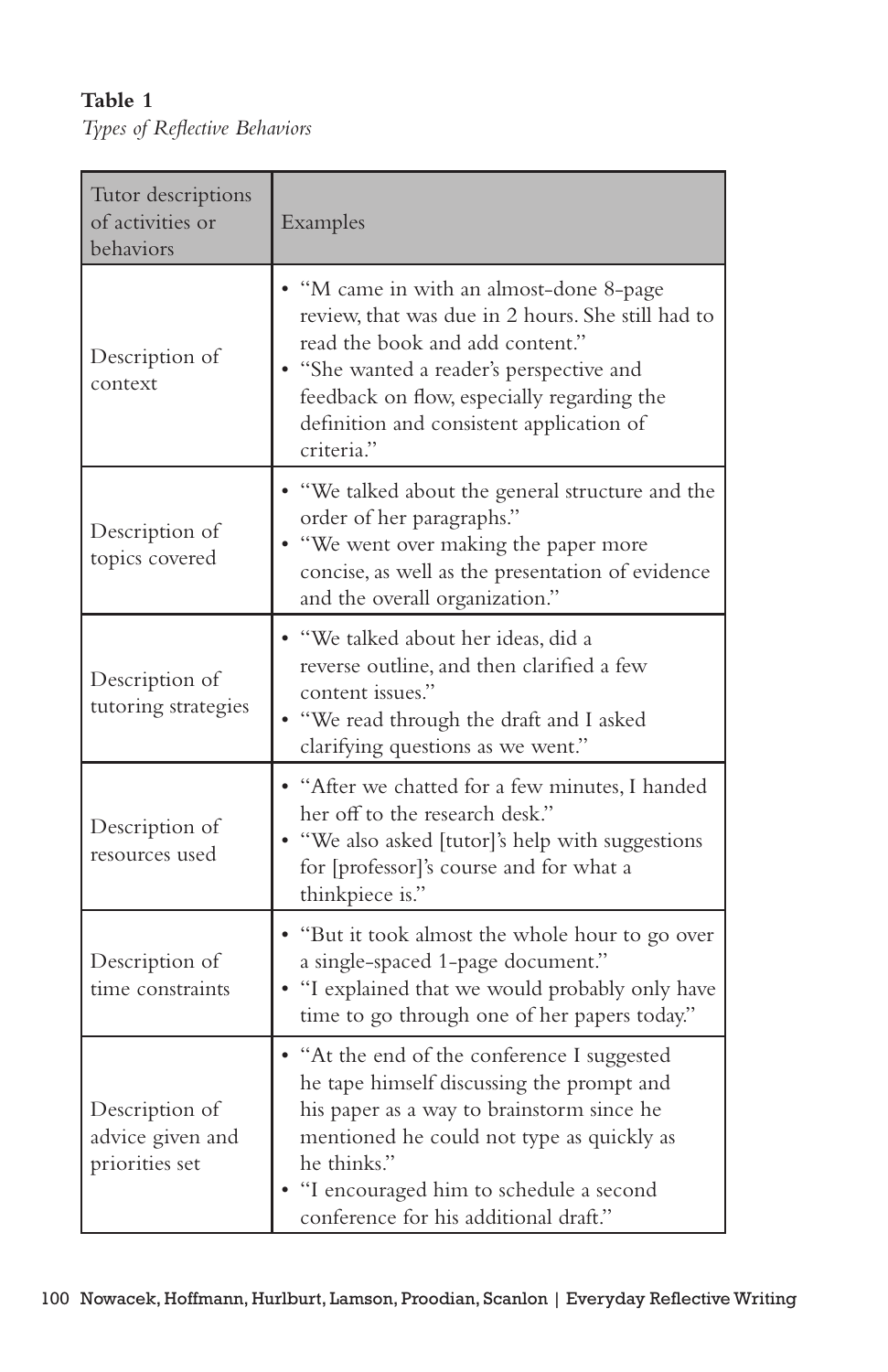**Table 1**
*Types of Reflective Behaviors*

| Tutor descriptions of activities or behaviors | Examples |
|---|---|
| Description of context | • "M came in with an almost-done 8-page review, that was due in 2 hours. She still had to read the book and add content."<br>• "She wanted a reader's perspective and feedback on flow, especially regarding the definition and consistent application of criteria." |
| Description of topics covered | • "We talked about the general structure and the order of her paragraphs."<br>• "We went over making the paper more concise, as well as the presentation of evidence and the overall organization." |
| Description of tutoring strategies | • "We talked about her ideas, did a reverse outline, and then clarified a few content issues."<br>• "We read through the draft and I asked clarifying questions as we went." |
| Description of resources used | • "After we chatted for a few minutes, I handed her off to the research desk."<br>• "We also asked [tutor]'s help with suggestions for [professor]'s course and for what a thinkpiece is." |
| Description of time constraints | • "But it took almost the whole hour to go over a single-spaced 1-page document."<br>• "I explained that we would probably only have time to go through one of her papers today." |
| Description of advice given and priorities set | • "At the end of the conference I suggested he tape himself discussing the prompt and his paper as a way to brainstorm since he mentioned he could not type as quickly as he thinks."<br>• "I encouraged him to schedule a second conference for his additional draft." |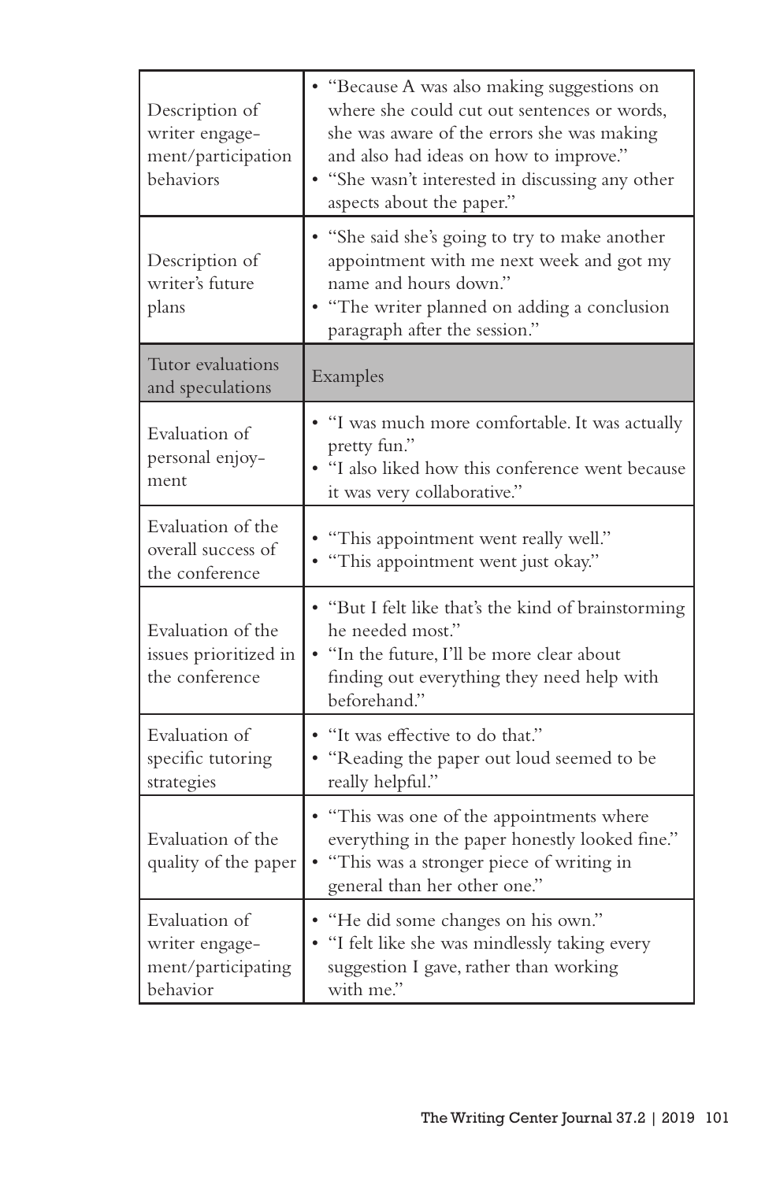| | |
|---|---|
| Description of writer engagement/participation behaviors | • "Because A was also making suggestions on where she could cut out sentences or words, she was aware of the errors she was making and also had ideas on how to improve."<br>• "She wasn't interested in discussing any other aspects about the paper." |
| Description of writer's future plans | • "She said she's going to try to make another appointment with me next week and got my name and hours down."<br>• "The writer planned on adding a conclusion paragraph after the session." |
| **Tutor evaluations and speculations** | **Examples** |
| Evaluation of personal enjoyment | • "I was much more comfortable. It was actually pretty fun."<br>• "I also liked how this conference went because it was very collaborative." |
| Evaluation of the overall success of the conference | • "This appointment went really well."<br>• "This appointment went just okay." |
| Evaluation of the issues prioritized in the conference | • "But I felt like that's the kind of brainstorming he needed most."<br>• "In the future, I'll be more clear about finding out everything they need help with beforehand." |
| Evaluation of specific tutoring strategies | • "It was effective to do that."<br>• "Reading the paper out loud seemed to be really helpful." |
| Evaluation of the quality of the paper | • "This was one of the appointments where everything in the paper honestly looked fine."<br>• "This was a stronger piece of writing in general than her other one." |
| Evaluation of writer engagement/participating behavior | • "He did some changes on his own."<br>• "I felt like she was mindlessly taking every suggestion I gave, rather than working with me." |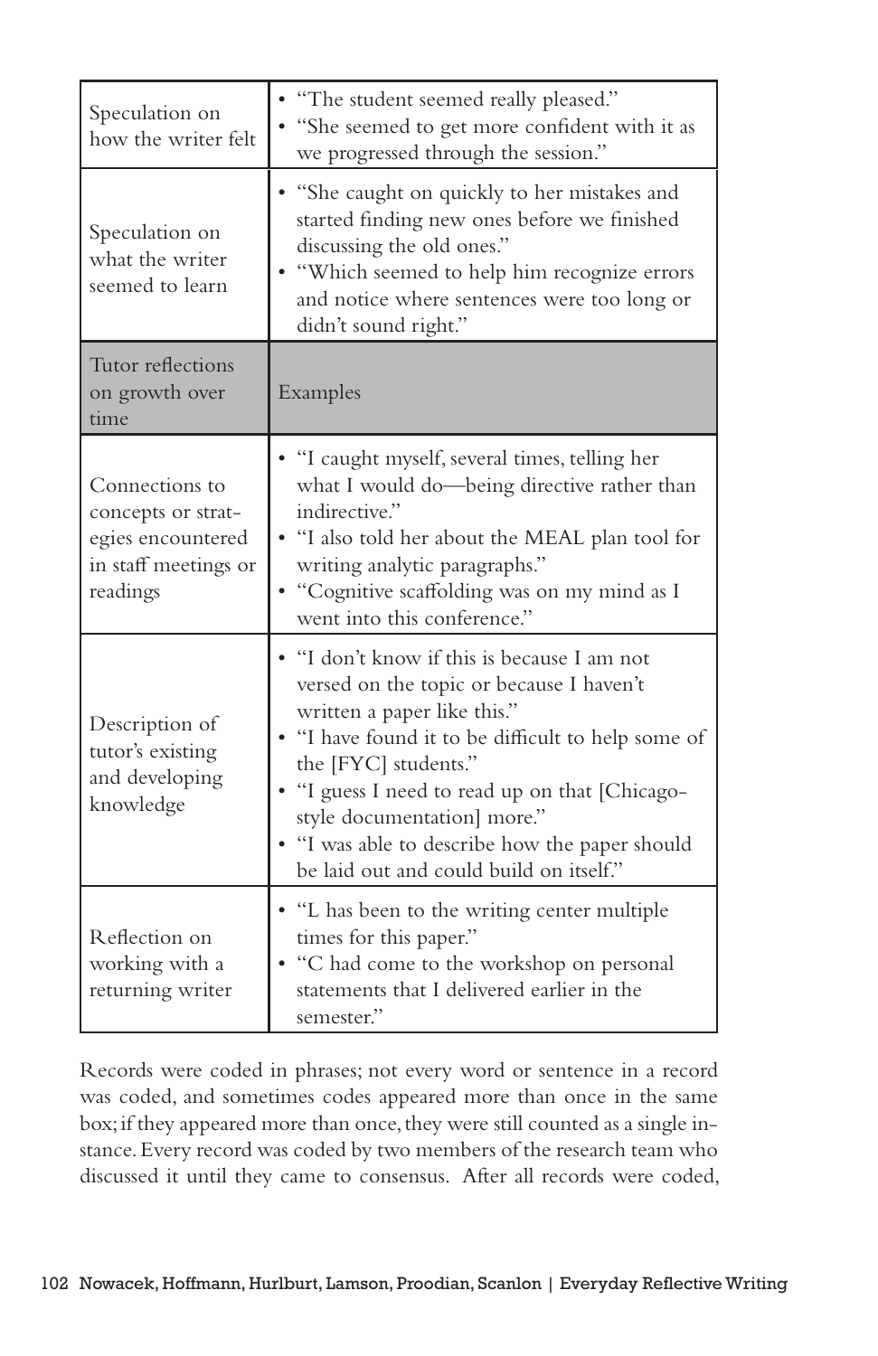| | |
|---|---|
| Speculation on how the writer felt | • "The student seemed really pleased."<br>• "She seemed to get more confident with it as we progressed through the session." |
| Speculation on what the writer seemed to learn | • "She caught on quickly to her mistakes and started finding new ones before we finished discussing the old ones."<br>• "Which seemed to help him recognize errors and notice where sentences were too long or didn't sound right." |
| **Tutor reflections on growth over time** | **Examples** |
| Connections to concepts or strategies encountered in staff meetings or readings | • "I caught myself, several times, telling her what I would do—being directive rather than indirective."<br>• "I also told her about the MEAL plan tool for writing analytic paragraphs."<br>• "Cognitive scaffolding was on my mind as I went into this conference." |
| Description of tutor's existing and developing knowledge | • "I don't know if this is because I am not versed on the topic or because I haven't written a paper like this."<br>• "I have found it to be difficult to help some of the [FYC] students."<br>• "I guess I need to read up on that [Chicago-style documentation] more."<br>• "I was able to describe how the paper should be laid out and could build on itself." |
| Reflection on working with a returning writer | • "L has been to the writing center multiple times for this paper."<br>• "C had come to the workshop on personal statements that I delivered earlier in the semester." |

Records were coded in phrases; not every word or sentence in a record was coded, and sometimes codes appeared more than once in the same box; if they appeared more than once, they were still counted as a single instance. Every record was coded by two members of the research team who discussed it until they came to consensus. After all records were coded,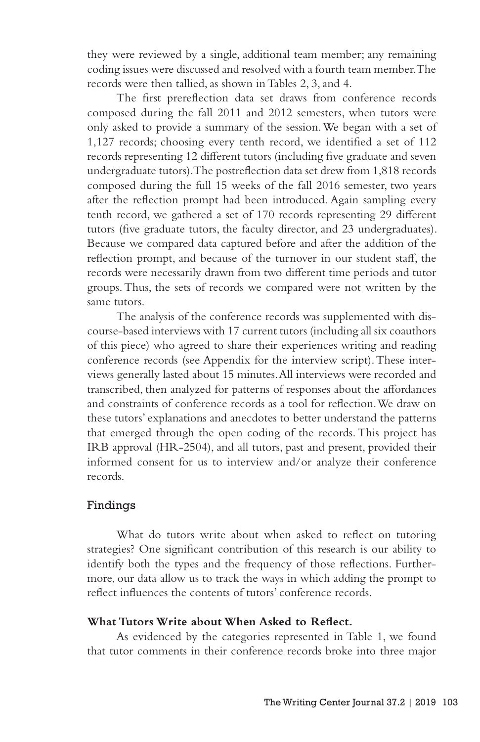they were reviewed by a single, additional team member; any remaining coding issues were discussed and resolved with a fourth team member. The records were then tallied, as shown in Tables 2, 3, and 4.

The first prereflection data set draws from conference records composed during the fall 2011 and 2012 semesters, when tutors were only asked to provide a summary of the session. We began with a set of 1,127 records; choosing every tenth record, we identified a set of 112 records representing 12 different tutors (including five graduate and seven undergraduate tutors). The postreflection data set drew from 1,818 records composed during the full 15 weeks of the fall 2016 semester, two years after the reflection prompt had been introduced. Again sampling every tenth record, we gathered a set of 170 records representing 29 different tutors (five graduate tutors, the faculty director, and 23 undergraduates). Because we compared data captured before and after the addition of the reflection prompt, and because of the turnover in our student staff, the records were necessarily drawn from two different time periods and tutor groups. Thus, the sets of records we compared were not written by the same tutors.

The analysis of the conference records was supplemented with discourse-based interviews with 17 current tutors (including all six coauthors of this piece) who agreed to share their experiences writing and reading conference records (see Appendix for the interview script). These interviews generally lasted about 15 minutes. All interviews were recorded and transcribed, then analyzed for patterns of responses about the affordances and constraints of conference records as a tool for reflection. We draw on these tutors' explanations and anecdotes to better understand the patterns that emerged through the open coding of the records. This project has IRB approval (HR-2504), and all tutors, past and present, provided their informed consent for us to interview and/or analyze their conference records.

## Findings

What do tutors write about when asked to reflect on tutoring strategies? One significant contribution of this research is our ability to identify both the types and the frequency of those reflections. Furthermore, our data allow us to track the ways in which adding the prompt to reflect influences the contents of tutors' conference records.

### What Tutors Write about When Asked to Reflect.

As evidenced by the categories represented in Table 1, we found that tutor comments in their conference records broke into three major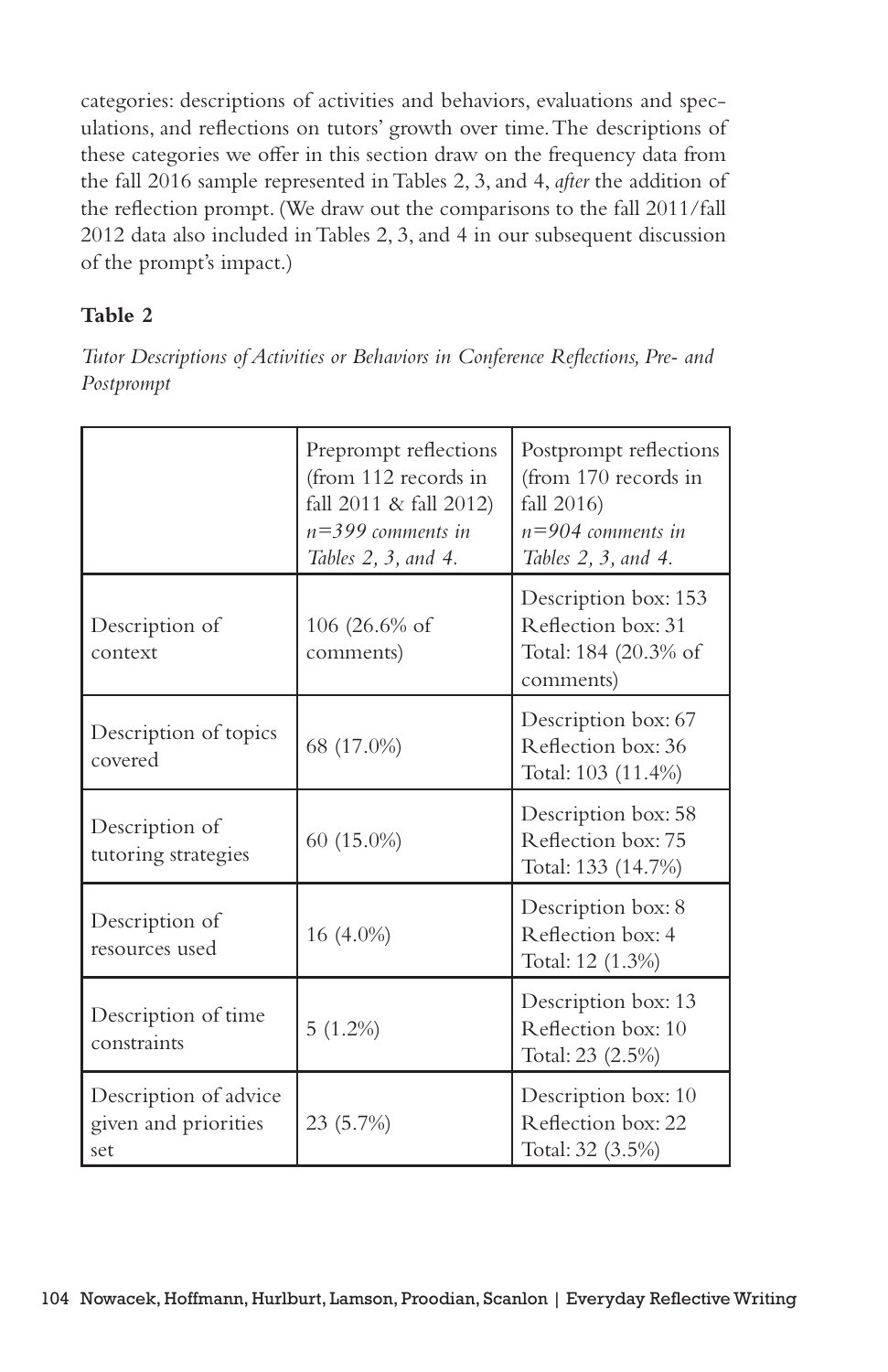categories: descriptions of activities and behaviors, evaluations and speculations, and reflections on tutors' growth over time. The descriptions of these categories we offer in this section draw on the frequency data from the fall 2016 sample represented in Tables 2, 3, and 4, *after* the addition of the reflection prompt. (We draw out the comparisons to the fall 2011/fall 2012 data also included in Tables 2, 3, and 4 in our subsequent discussion of the prompt's impact.)

**Table 2**

*Tutor Descriptions of Activities or Behaviors in Conference Reflections, Pre- and Postprompt*

| | Preprompt reflections (from 112 records in fall 2011 & fall 2012) *n=399 comments in Tables 2, 3, and 4.* | Postprompt reflections (from 170 records in fall 2016) *n=904 comments in Tables 2, 3, and 4.* |
|---|---|---|
| Description of context | 106 (26.6% of comments) | Description box: 153<br>Reflection box: 31<br>Total: 184 (20.3% of comments) |
| Description of topics covered | 68 (17.0%) | Description box: 67<br>Reflection box: 36<br>Total: 103 (11.4%) |
| Description of tutoring strategies | 60 (15.0%) | Description box: 58<br>Reflection box: 75<br>Total: 133 (14.7%) |
| Description of resources used | 16 (4.0%) | Description box: 8<br>Reflection box: 4<br>Total: 12 (1.3%) |
| Description of time constraints | 5 (1.2%) | Description box: 13<br>Reflection box: 10<br>Total: 23 (2.5%) |
| Description of advice given and priorities set | 23 (5.7%) | Description box: 10<br>Reflection box: 22<br>Total: 32 (3.5%) |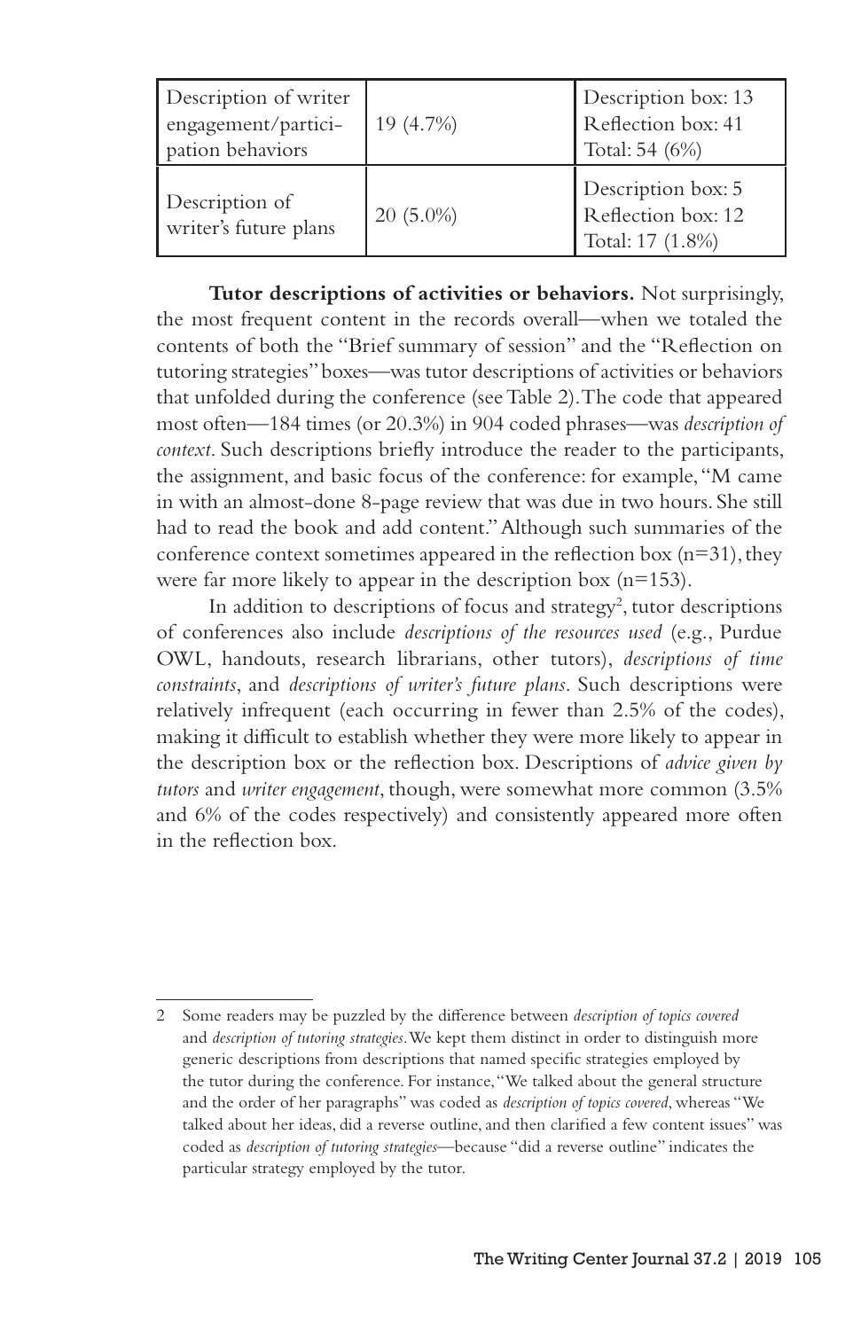| Description of writer engagement/participation behaviors | 19 (4.7%) | Description box: 13 Reflection box: 41 Total: 54 (6%) |
|---|---|---|
| Description of writer's future plans | 20 (5.0%) | Description box: 5 Reflection box: 12 Total: 17 (1.8%) |

**Tutor descriptions of activities or behaviors.** Not surprisingly, the most frequent content in the records overall—when we totaled the contents of both the "Brief summary of session" and the "Reflection on tutoring strategies" boxes—was tutor descriptions of activities or behaviors that unfolded during the conference (see Table 2). The code that appeared most often—184 times (or 20.3%) in 904 coded phrases—was *description of context*. Such descriptions briefly introduce the reader to the participants, the assignment, and basic focus of the conference: for example, "M came in with an almost-done 8-page review that was due in two hours. She still had to read the book and add content." Although such summaries of the conference context sometimes appeared in the reflection box (n=31), they were far more likely to appear in the description box (n=153).

In addition to descriptions of focus and strategy[2], tutor descriptions of conferences also include *descriptions of the resources used* (e.g., Purdue OWL, handouts, research librarians, other tutors), *descriptions of time constraints*, and *descriptions of writer's future plans*. Such descriptions were relatively infrequent (each occurring in fewer than 2.5% of the codes), making it difficult to establish whether they were more likely to appear in the description box or the reflection box. Descriptions of *advice given by tutors* and *writer engagement*, though, were somewhat more common (3.5% and 6% of the codes respectively) and consistently appeared more often in the reflection box.

---

2 Some readers may be puzzled by the difference between *description of topics covered* and *description of tutoring strategies*. We kept them distinct in order to distinguish more generic descriptions from descriptions that named specific strategies employed by the tutor during the conference. For instance, "We talked about the general structure and the order of her paragraphs" was coded as *description of topics covered*, whereas "We talked about her ideas, did a reverse outline, and then clarified a few content issues" was coded as *description of tutoring strategies*—because "did a reverse outline" indicates the particular strategy employed by the tutor.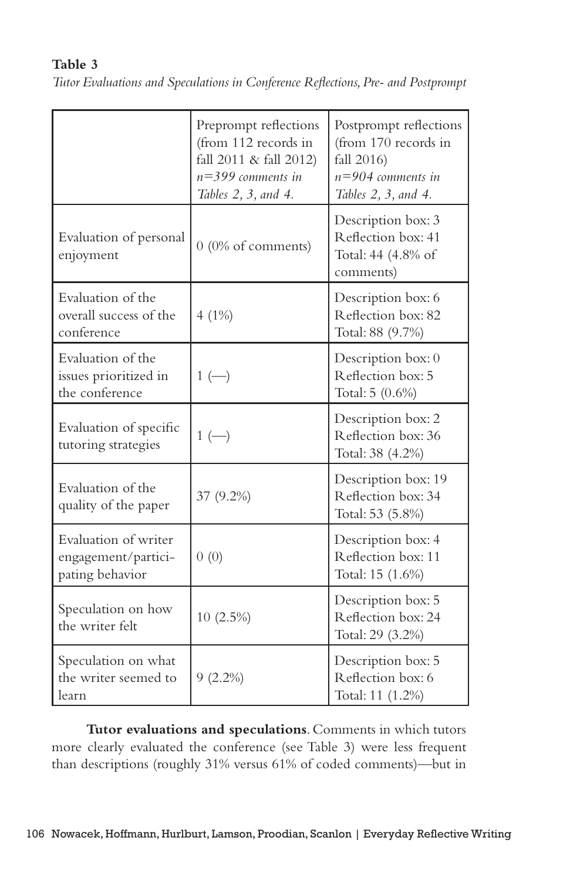**Table 3**

*Tutor Evaluations and Speculations in Conference Reflections, Pre- and Postprompt*

| | Preprompt reflections (from 112 records in fall 2011 & fall 2012) *n=399 comments in Tables 2, 3, and 4.* | Postprompt reflections (from 170 records in fall 2016) *n=904 comments in Tables 2, 3, and 4.* |
|---|---|---|
| Evaluation of personal enjoyment | 0 (0% of comments) | Description box: 3<br>Reflection box: 41<br>Total: 44 (4.8% of comments) |
| Evaluation of the overall success of the conference | 4 (1%) | Description box: 6<br>Reflection box: 82<br>Total: 88 (9.7%) |
| Evaluation of the issues prioritized in the conference | 1 (—) | Description box: 0<br>Reflection box: 5<br>Total: 5 (0.6%) |
| Evaluation of specific tutoring strategies | 1 (—) | Description box: 2<br>Reflection box: 36<br>Total: 38 (4.2%) |
| Evaluation of the quality of the paper | 37 (9.2%) | Description box: 19<br>Reflection box: 34<br>Total: 53 (5.8%) |
| Evaluation of writer engagement/participating behavior | 0 (0) | Description box: 4<br>Reflection box: 11<br>Total: 15 (1.6%) |
| Speculation on how the writer felt | 10 (2.5%) | Description box: 5<br>Reflection box: 24<br>Total: 29 (3.2%) |
| Speculation on what the writer seemed to learn | 9 (2.2%) | Description box: 5<br>Reflection box: 6<br>Total: 11 (1.2%) |

**Tutor evaluations and speculations**. Comments in which tutors more clearly evaluated the conference (see Table 3) were less frequent than descriptions (roughly 31% versus 61% of coded comments)—but in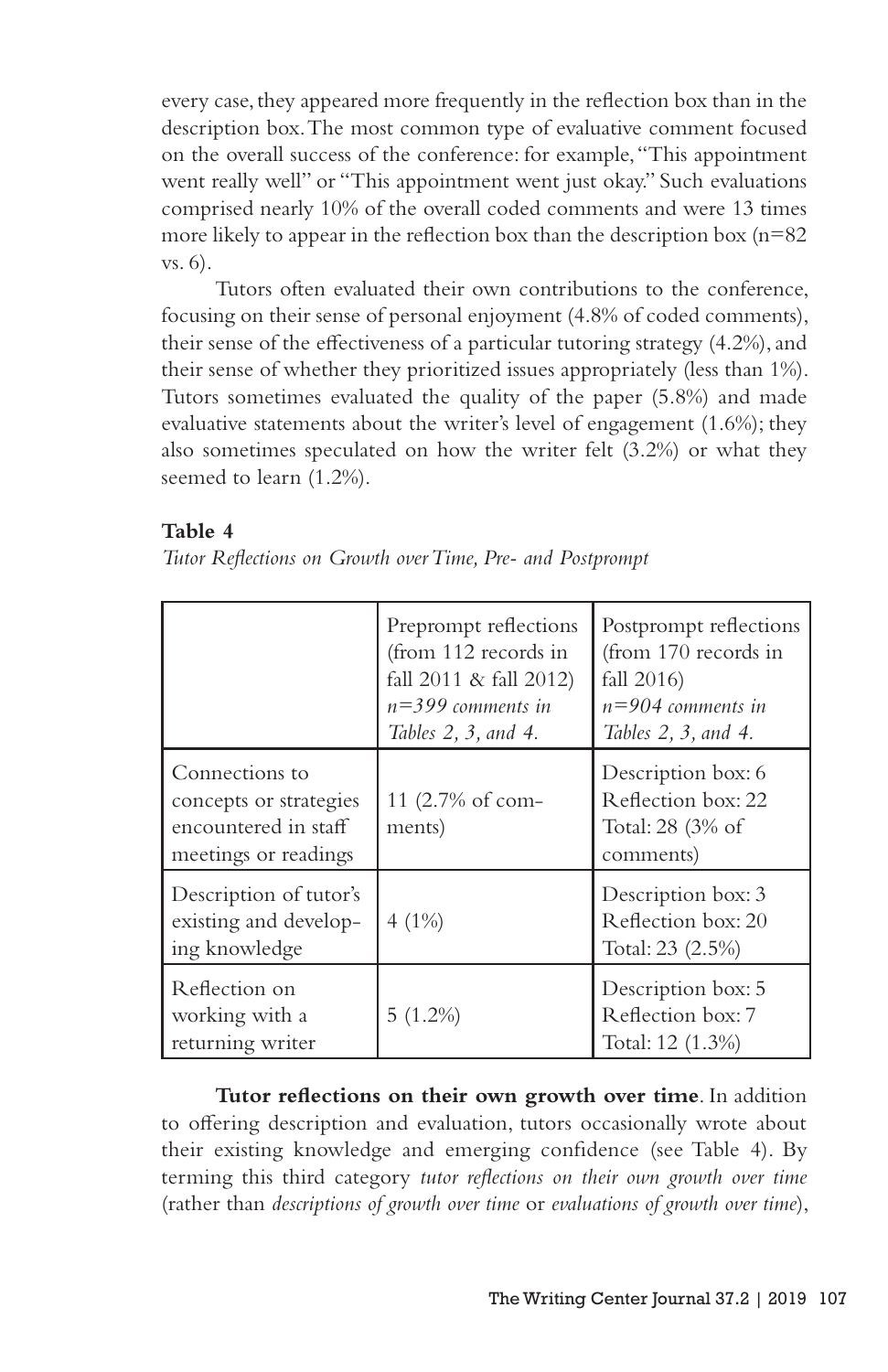every case, they appeared more frequently in the reflection box than in the description box. The most common type of evaluative comment focused on the overall success of the conference: for example, "This appointment went really well" or "This appointment went just okay." Such evaluations comprised nearly 10% of the overall coded comments and were 13 times more likely to appear in the reflection box than the description box (n=82 vs. 6).

Tutors often evaluated their own contributions to the conference, focusing on their sense of personal enjoyment (4.8% of coded comments), their sense of the effectiveness of a particular tutoring strategy (4.2%), and their sense of whether they prioritized issues appropriately (less than 1%). Tutors sometimes evaluated the quality of the paper (5.8%) and made evaluative statements about the writer's level of engagement (1.6%); they also sometimes speculated on how the writer felt (3.2%) or what they seemed to learn (1.2%).

**Table 4**

*Tutor Reflections on Growth over Time, Pre- and Postprompt*

| | Preprompt reflections (from 112 records in fall 2011 & fall 2012) *n=399 comments in Tables 2, 3, and 4.* | Postprompt reflections (from 170 records in fall 2016) *n=904 comments in Tables 2, 3, and 4.* |
|---|---|---|
| Connections to concepts or strategies encountered in staff meetings or readings | 11 (2.7% of comments) | Description box: 6<br>Reflection box: 22<br>Total: 28 (3% of comments) |
| Description of tutor's existing and developing knowledge | 4 (1%) | Description box: 3<br>Reflection box: 20<br>Total: 23 (2.5%) |
| Reflection on working with a returning writer | 5 (1.2%) | Description box: 5<br>Reflection box: 7<br>Total: 12 (1.3%) |

**Tutor reflections on their own growth over time**. In addition to offering description and evaluation, tutors occasionally wrote about their existing knowledge and emerging confidence (see Table 4). By terming this third category *tutor reflections on their own growth over time* (rather than *descriptions of growth over time* or *evaluations of growth over time*),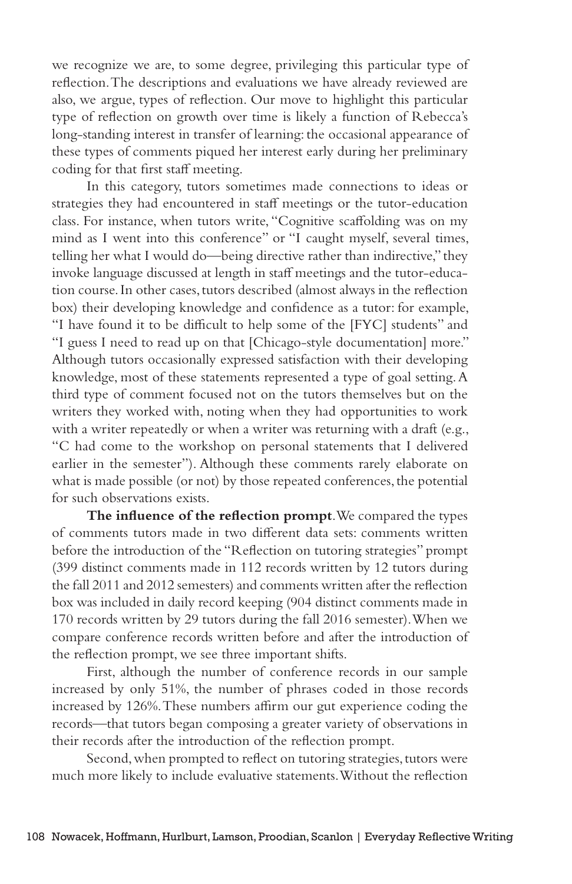we recognize we are, to some degree, privileging this particular type of reflection. The descriptions and evaluations we have already reviewed are also, we argue, types of reflection. Our move to highlight this particular type of reflection on growth over time is likely a function of Rebecca's long-standing interest in transfer of learning: the occasional appearance of these types of comments piqued her interest early during her preliminary coding for that first staff meeting.

In this category, tutors sometimes made connections to ideas or strategies they had encountered in staff meetings or the tutor-education class. For instance, when tutors write, "Cognitive scaffolding was on my mind as I went into this conference" or "I caught myself, several times, telling her what I would do—being directive rather than indirective," they invoke language discussed at length in staff meetings and the tutor-education course. In other cases, tutors described (almost always in the reflection box) their developing knowledge and confidence as a tutor: for example, "I have found it to be difficult to help some of the [FYC] students" and "I guess I need to read up on that [Chicago-style documentation] more." Although tutors occasionally expressed satisfaction with their developing knowledge, most of these statements represented a type of goal setting. A third type of comment focused not on the tutors themselves but on the writers they worked with, noting when they had opportunities to work with a writer repeatedly or when a writer was returning with a draft (e.g., "C had come to the workshop on personal statements that I delivered earlier in the semester"). Although these comments rarely elaborate on what is made possible (or not) by those repeated conferences, the potential for such observations exists.

**The influence of the reflection prompt**. We compared the types of comments tutors made in two different data sets: comments written before the introduction of the "Reflection on tutoring strategies" prompt (399 distinct comments made in 112 records written by 12 tutors during the fall 2011 and 2012 semesters) and comments written after the reflection box was included in daily record keeping (904 distinct comments made in 170 records written by 29 tutors during the fall 2016 semester). When we compare conference records written before and after the introduction of the reflection prompt, we see three important shifts.

First, although the number of conference records in our sample increased by only 51%, the number of phrases coded in those records increased by 126%. These numbers affirm our gut experience coding the records—that tutors began composing a greater variety of observations in their records after the introduction of the reflection prompt.

Second, when prompted to reflect on tutoring strategies, tutors were much more likely to include evaluative statements. Without the reflection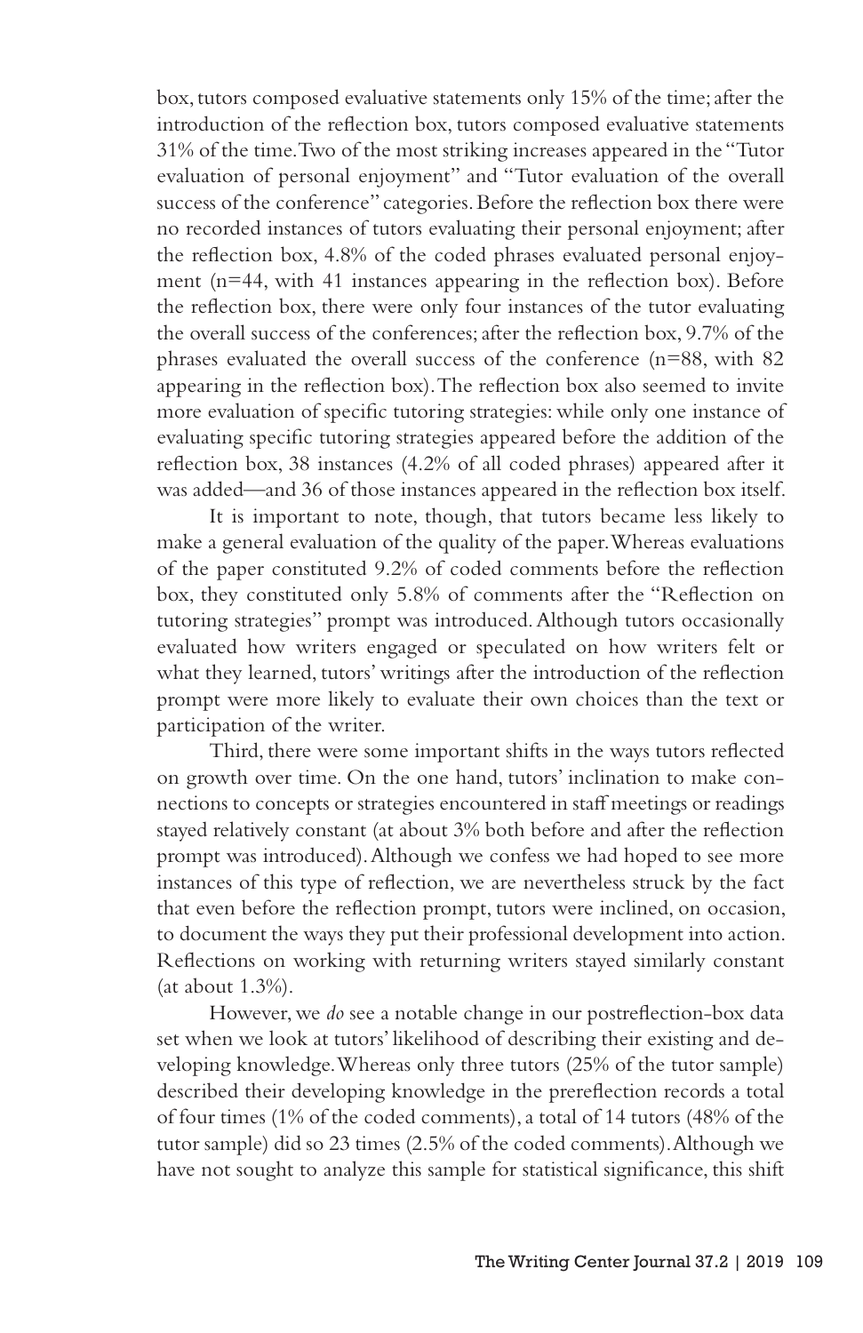box, tutors composed evaluative statements only 15% of the time; after the introduction of the reflection box, tutors composed evaluative statements 31% of the time. Two of the most striking increases appeared in the "Tutor evaluation of personal enjoyment" and "Tutor evaluation of the overall success of the conference" categories. Before the reflection box there were no recorded instances of tutors evaluating their personal enjoyment; after the reflection box, 4.8% of the coded phrases evaluated personal enjoyment (n=44, with 41 instances appearing in the reflection box). Before the reflection box, there were only four instances of the tutor evaluating the overall success of the conferences; after the reflection box, 9.7% of the phrases evaluated the overall success of the conference (n=88, with 82 appearing in the reflection box). The reflection box also seemed to invite more evaluation of specific tutoring strategies: while only one instance of evaluating specific tutoring strategies appeared before the addition of the reflection box, 38 instances (4.2% of all coded phrases) appeared after it was added—and 36 of those instances appeared in the reflection box itself.

It is important to note, though, that tutors became less likely to make a general evaluation of the quality of the paper. Whereas evaluations of the paper constituted 9.2% of coded comments before the reflection box, they constituted only 5.8% of comments after the "Reflection on tutoring strategies" prompt was introduced. Although tutors occasionally evaluated how writers engaged or speculated on how writers felt or what they learned, tutors' writings after the introduction of the reflection prompt were more likely to evaluate their own choices than the text or participation of the writer.

Third, there were some important shifts in the ways tutors reflected on growth over time. On the one hand, tutors' inclination to make connections to concepts or strategies encountered in staff meetings or readings stayed relatively constant (at about 3% both before and after the reflection prompt was introduced). Although we confess we had hoped to see more instances of this type of reflection, we are nevertheless struck by the fact that even before the reflection prompt, tutors were inclined, on occasion, to document the ways they put their professional development into action. Reflections on working with returning writers stayed similarly constant (at about 1.3%).

However, we *do* see a notable change in our postreflection-box data set when we look at tutors' likelihood of describing their existing and developing knowledge. Whereas only three tutors (25% of the tutor sample) described their developing knowledge in the prereflection records a total of four times (1% of the coded comments), a total of 14 tutors (48% of the tutor sample) did so 23 times (2.5% of the coded comments). Although we have not sought to analyze this sample for statistical significance, this shift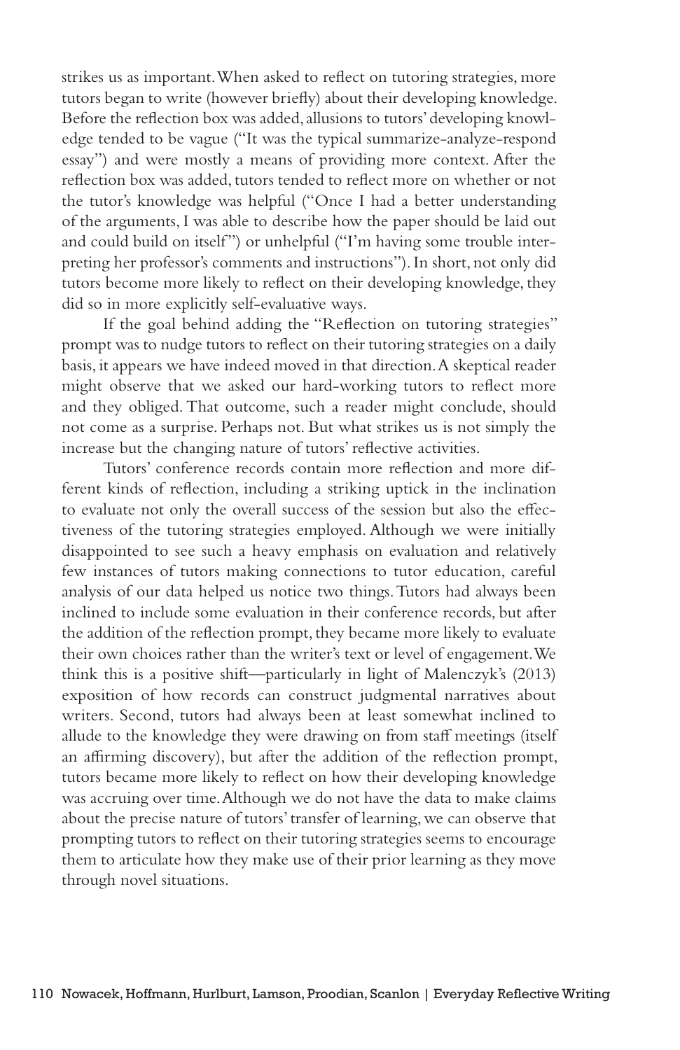strikes us as important. When asked to reflect on tutoring strategies, more tutors began to write (however briefly) about their developing knowledge. Before the reflection box was added, allusions to tutors' developing knowledge tended to be vague ("It was the typical summarize-analyze-respond essay") and were mostly a means of providing more context. After the reflection box was added, tutors tended to reflect more on whether or not the tutor's knowledge was helpful ("Once I had a better understanding of the arguments, I was able to describe how the paper should be laid out and could build on itself") or unhelpful ("I'm having some trouble interpreting her professor's comments and instructions"). In short, not only did tutors become more likely to reflect on their developing knowledge, they did so in more explicitly self-evaluative ways.

If the goal behind adding the "Reflection on tutoring strategies" prompt was to nudge tutors to reflect on their tutoring strategies on a daily basis, it appears we have indeed moved in that direction. A skeptical reader might observe that we asked our hard-working tutors to reflect more and they obliged. That outcome, such a reader might conclude, should not come as a surprise. Perhaps not. But what strikes us is not simply the increase but the changing nature of tutors' reflective activities.

Tutors' conference records contain more reflection and more different kinds of reflection, including a striking uptick in the inclination to evaluate not only the overall success of the session but also the effectiveness of the tutoring strategies employed. Although we were initially disappointed to see such a heavy emphasis on evaluation and relatively few instances of tutors making connections to tutor education, careful analysis of our data helped us notice two things. Tutors had always been inclined to include some evaluation in their conference records, but after the addition of the reflection prompt, they became more likely to evaluate their own choices rather than the writer's text or level of engagement. We think this is a positive shift—particularly in light of Malenczyk's (2013) exposition of how records can construct judgmental narratives about writers. Second, tutors had always been at least somewhat inclined to allude to the knowledge they were drawing on from staff meetings (itself an affirming discovery), but after the addition of the reflection prompt, tutors became more likely to reflect on how their developing knowledge was accruing over time. Although we do not have the data to make claims about the precise nature of tutors' transfer of learning, we can observe that prompting tutors to reflect on their tutoring strategies seems to encourage them to articulate how they make use of their prior learning as they move through novel situations.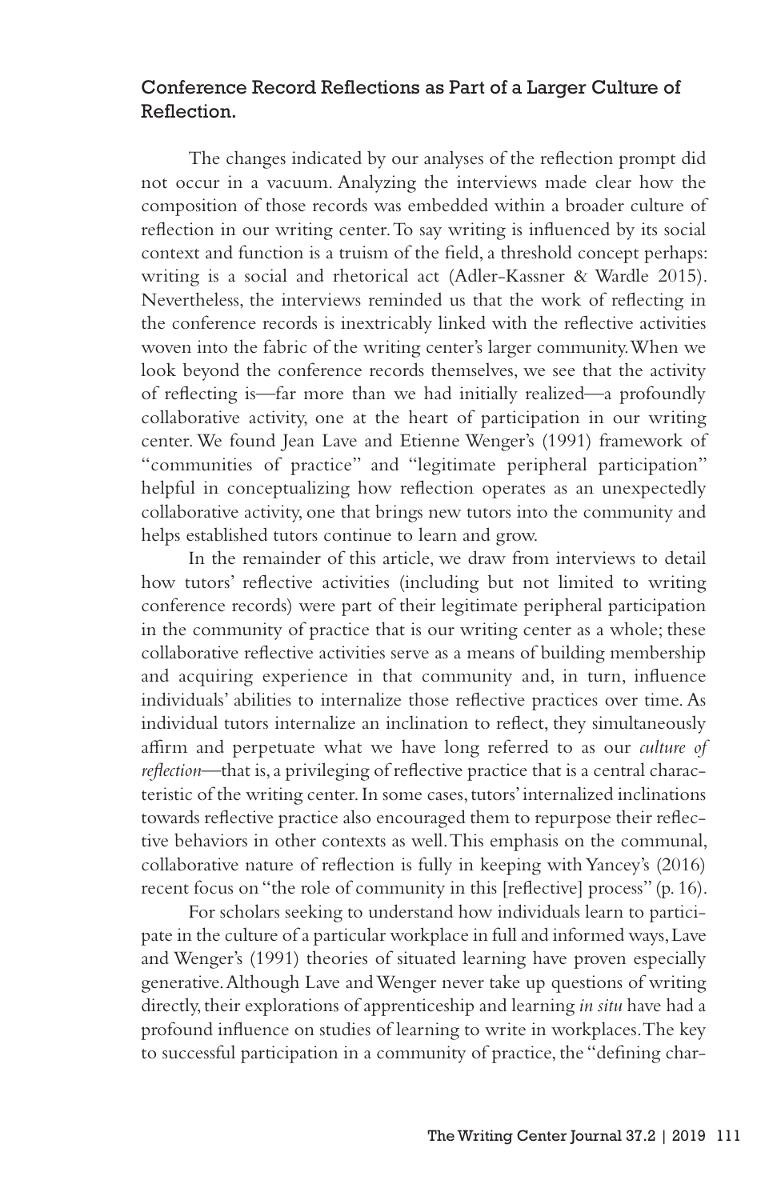### Conference Record Reflections as Part of a Larger Culture of Reflection.

The changes indicated by our analyses of the reflection prompt did not occur in a vacuum. Analyzing the interviews made clear how the composition of those records was embedded within a broader culture of reflection in our writing center. To say writing is influenced by its social context and function is a truism of the field, a threshold concept perhaps: writing is a social and rhetorical act (Adler-Kassner & Wardle 2015). Nevertheless, the interviews reminded us that the work of reflecting in the conference records is inextricably linked with the reflective activities woven into the fabric of the writing center's larger community. When we look beyond the conference records themselves, we see that the activity of reflecting is—far more than we had initially realized—a profoundly collaborative activity, one at the heart of participation in our writing center. We found Jean Lave and Etienne Wenger's (1991) framework of "communities of practice" and "legitimate peripheral participation" helpful in conceptualizing how reflection operates as an unexpectedly collaborative activity, one that brings new tutors into the community and helps established tutors continue to learn and grow.

In the remainder of this article, we draw from interviews to detail how tutors' reflective activities (including but not limited to writing conference records) were part of their legitimate peripheral participation in the community of practice that is our writing center as a whole; these collaborative reflective activities serve as a means of building membership and acquiring experience in that community and, in turn, influence individuals' abilities to internalize those reflective practices over time. As individual tutors internalize an inclination to reflect, they simultaneously affirm and perpetuate what we have long referred to as our *culture of reflection*—that is, a privileging of reflective practice that is a central characteristic of the writing center. In some cases, tutors' internalized inclinations towards reflective practice also encouraged them to repurpose their reflective behaviors in other contexts as well. This emphasis on the communal, collaborative nature of reflection is fully in keeping with Yancey's (2016) recent focus on "the role of community in this [reflective] process" (p. 16).

For scholars seeking to understand how individuals learn to participate in the culture of a particular workplace in full and informed ways, Lave and Wenger's (1991) theories of situated learning have proven especially generative. Although Lave and Wenger never take up questions of writing directly, their explorations of apprenticeship and learning *in situ* have had a profound influence on studies of learning to write in workplaces. The key to successful participation in a community of practice, the "defining char-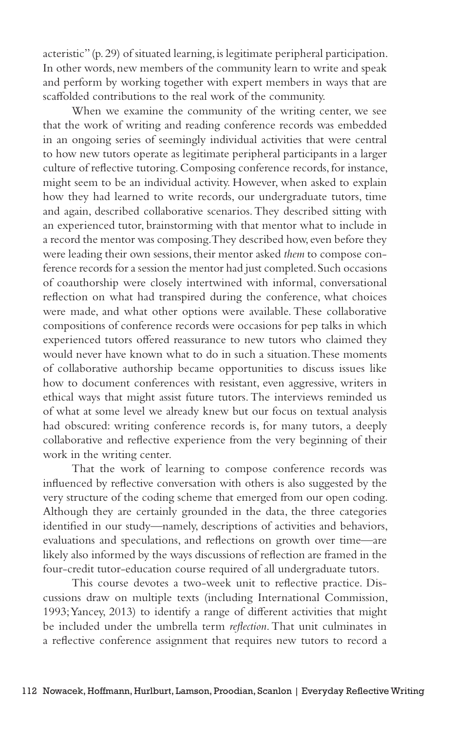acteristic" (p. 29) of situated learning, is legitimate peripheral participation. In other words, new members of the community learn to write and speak and perform by working together with expert members in ways that are scaffolded contributions to the real work of the community.

When we examine the community of the writing center, we see that the work of writing and reading conference records was embedded in an ongoing series of seemingly individual activities that were central to how new tutors operate as legitimate peripheral participants in a larger culture of reflective tutoring. Composing conference records, for instance, might seem to be an individual activity. However, when asked to explain how they had learned to write records, our undergraduate tutors, time and again, described collaborative scenarios. They described sitting with an experienced tutor, brainstorming with that mentor what to include in a record the mentor was composing. They described how, even before they were leading their own sessions, their mentor asked *them* to compose conference records for a session the mentor had just completed. Such occasions of coauthorship were closely intertwined with informal, conversational reflection on what had transpired during the conference, what choices were made, and what other options were available. These collaborative compositions of conference records were occasions for pep talks in which experienced tutors offered reassurance to new tutors who claimed they would never have known what to do in such a situation. These moments of collaborative authorship became opportunities to discuss issues like how to document conferences with resistant, even aggressive, writers in ethical ways that might assist future tutors. The interviews reminded us of what at some level we already knew but our focus on textual analysis had obscured: writing conference records is, for many tutors, a deeply collaborative and reflective experience from the very beginning of their work in the writing center.

That the work of learning to compose conference records was influenced by reflective conversation with others is also suggested by the very structure of the coding scheme that emerged from our open coding. Although they are certainly grounded in the data, the three categories identified in our study—namely, descriptions of activities and behaviors, evaluations and speculations, and reflections on growth over time—are likely also informed by the ways discussions of reflection are framed in the four-credit tutor-education course required of all undergraduate tutors.

This course devotes a two-week unit to reflective practice. Discussions draw on multiple texts (including International Commission, 1993; Yancey, 2013) to identify a range of different activities that might be included under the umbrella term *reflection*. That unit culminates in a reflective conference assignment that requires new tutors to record a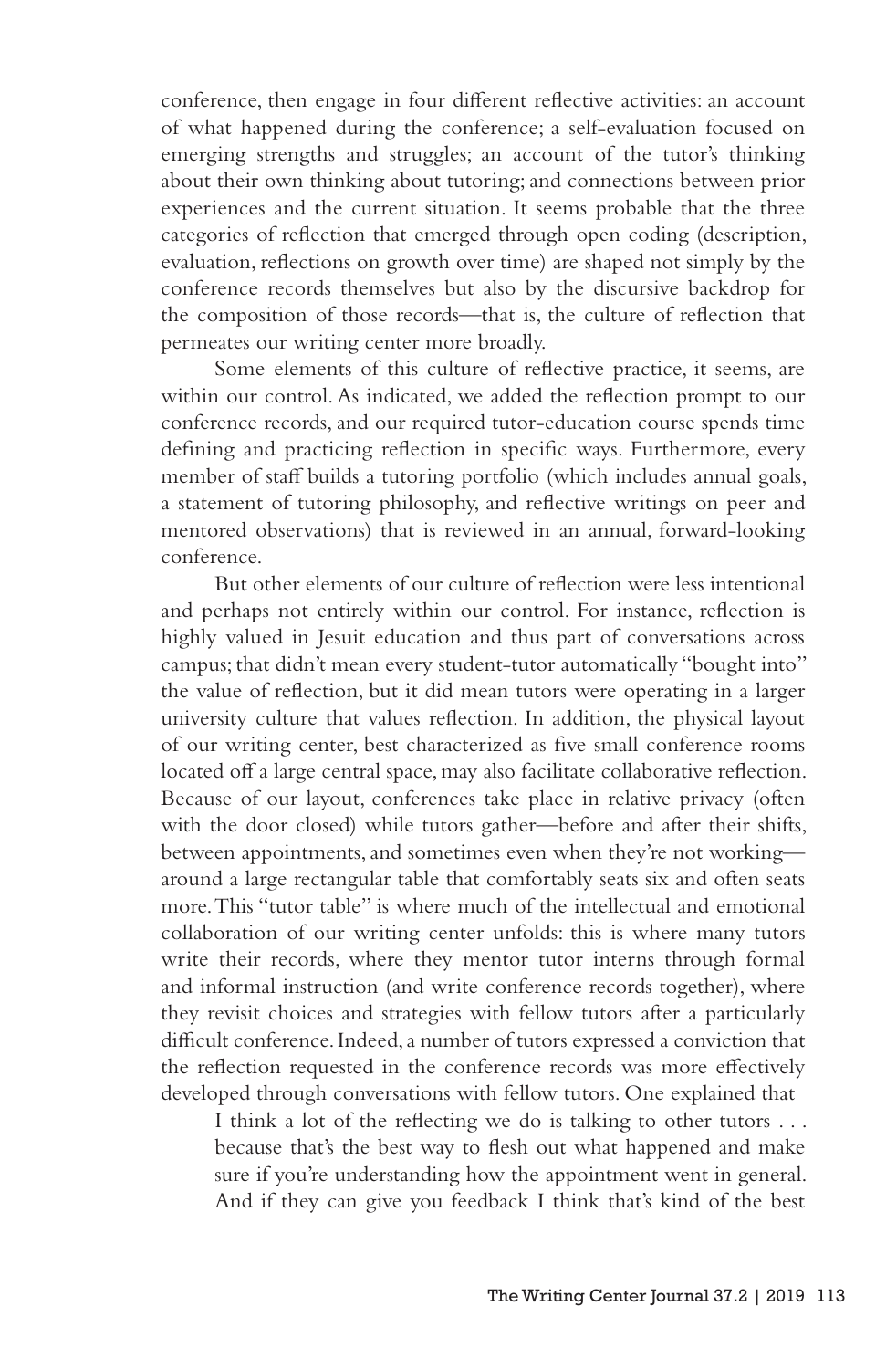conference, then engage in four different reflective activities: an account of what happened during the conference; a self-evaluation focused on emerging strengths and struggles; an account of the tutor's thinking about their own thinking about tutoring; and connections between prior experiences and the current situation. It seems probable that the three categories of reflection that emerged through open coding (description, evaluation, reflections on growth over time) are shaped not simply by the conference records themselves but also by the discursive backdrop for the composition of those records—that is, the culture of reflection that permeates our writing center more broadly.

Some elements of this culture of reflective practice, it seems, are within our control. As indicated, we added the reflection prompt to our conference records, and our required tutor-education course spends time defining and practicing reflection in specific ways. Furthermore, every member of staff builds a tutoring portfolio (which includes annual goals, a statement of tutoring philosophy, and reflective writings on peer and mentored observations) that is reviewed in an annual, forward-looking conference.

But other elements of our culture of reflection were less intentional and perhaps not entirely within our control. For instance, reflection is highly valued in Jesuit education and thus part of conversations across campus; that didn't mean every student-tutor automatically "bought into" the value of reflection, but it did mean tutors were operating in a larger university culture that values reflection. In addition, the physical layout of our writing center, best characterized as five small conference rooms located off a large central space, may also facilitate collaborative reflection. Because of our layout, conferences take place in relative privacy (often with the door closed) while tutors gather—before and after their shifts, between appointments, and sometimes even when they're not working—around a large rectangular table that comfortably seats six and often seats more. This "tutor table" is where much of the intellectual and emotional collaboration of our writing center unfolds: this is where many tutors write their records, where they mentor tutor interns through formal and informal instruction (and write conference records together), where they revisit choices and strategies with fellow tutors after a particularly difficult conference. Indeed, a number of tutors expressed a conviction that the reflection requested in the conference records was more effectively developed through conversations with fellow tutors. One explained that

> I think a lot of the reflecting we do is talking to other tutors . . . because that's the best way to flesh out what happened and make sure if you're understanding how the appointment went in general. And if they can give you feedback I think that's kind of the best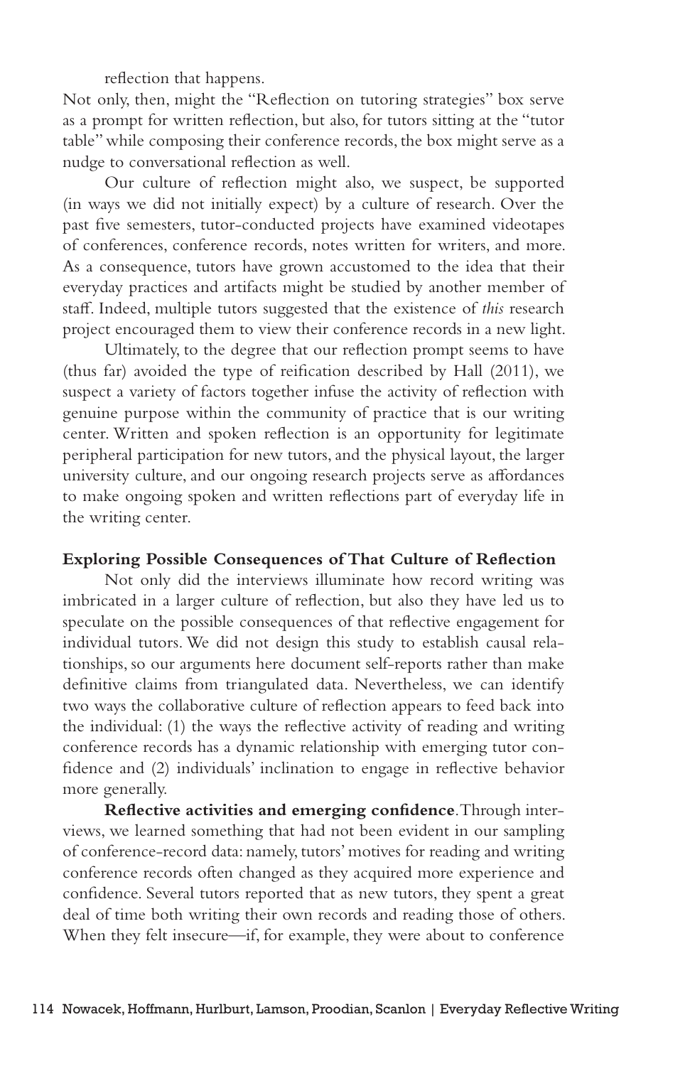reflection that happens.

Not only, then, might the "Reflection on tutoring strategies" box serve as a prompt for written reflection, but also, for tutors sitting at the "tutor table" while composing their conference records, the box might serve as a nudge to conversational reflection as well.

Our culture of reflection might also, we suspect, be supported (in ways we did not initially expect) by a culture of research. Over the past five semesters, tutor-conducted projects have examined videotapes of conferences, conference records, notes written for writers, and more. As a consequence, tutors have grown accustomed to the idea that their everyday practices and artifacts might be studied by another member of staff. Indeed, multiple tutors suggested that the existence of *this* research project encouraged them to view their conference records in a new light.

Ultimately, to the degree that our reflection prompt seems to have (thus far) avoided the type of reification described by Hall (2011), we suspect a variety of factors together infuse the activity of reflection with genuine purpose within the community of practice that is our writing center. Written and spoken reflection is an opportunity for legitimate peripheral participation for new tutors, and the physical layout, the larger university culture, and our ongoing research projects serve as affordances to make ongoing spoken and written reflections part of everyday life in the writing center.

**Exploring Possible Consequences of That Culture of Reflection**

Not only did the interviews illuminate how record writing was imbricated in a larger culture of reflection, but also they have led us to speculate on the possible consequences of that reflective engagement for individual tutors. We did not design this study to establish causal relationships, so our arguments here document self-reports rather than make definitive claims from triangulated data. Nevertheless, we can identify two ways the collaborative culture of reflection appears to feed back into the individual: (1) the ways the reflective activity of reading and writing conference records has a dynamic relationship with emerging tutor confidence and (2) individuals' inclination to engage in reflective behavior more generally.

**Reflective activities and emerging confidence**. Through interviews, we learned something that had not been evident in our sampling of conference-record data: namely, tutors' motives for reading and writing conference records often changed as they acquired more experience and confidence. Several tutors reported that as new tutors, they spent a great deal of time both writing their own records and reading those of others. When they felt insecure—if, for example, they were about to conference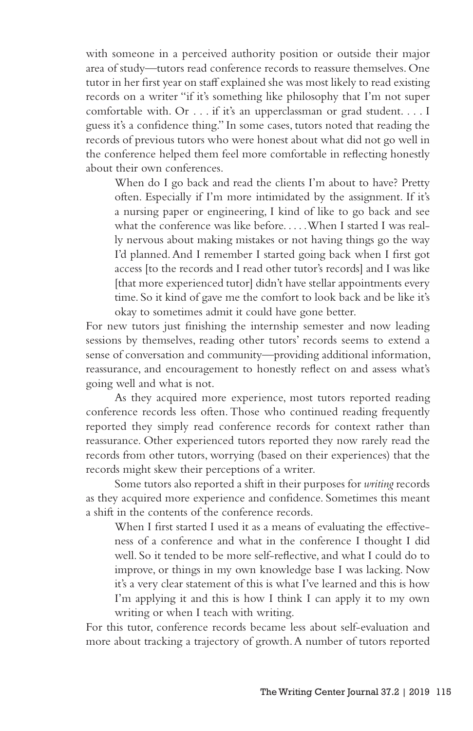with someone in a perceived authority position or outside their major area of study—tutors read conference records to reassure themselves. One tutor in her first year on staff explained she was most likely to read existing records on a writer "if it's something like philosophy that I'm not super comfortable with. Or . . . if it's an upperclassman or grad student. . . . I guess it's a confidence thing." In some cases, tutors noted that reading the records of previous tutors who were honest about what did not go well in the conference helped them feel more comfortable in reflecting honestly about their own conferences.

> When do I go back and read the clients I'm about to have? Pretty often. Especially if I'm more intimidated by the assignment. If it's a nursing paper or engineering, I kind of like to go back and see what the conference was like before. . . . . When I started I was really nervous about making mistakes or not having things go the way I'd planned. And I remember I started going back when I first got access [to the records and I read other tutor's records] and I was like [that more experienced tutor] didn't have stellar appointments every time. So it kind of gave me the comfort to look back and be like it's okay to sometimes admit it could have gone better.

For new tutors just finishing the internship semester and now leading sessions by themselves, reading other tutors' records seems to extend a sense of conversation and community—providing additional information, reassurance, and encouragement to honestly reflect on and assess what's going well and what is not.

As they acquired more experience, most tutors reported reading conference records less often. Those who continued reading frequently reported they simply read conference records for context rather than reassurance. Other experienced tutors reported they now rarely read the records from other tutors, worrying (based on their experiences) that the records might skew their perceptions of a writer.

Some tutors also reported a shift in their purposes for *writing* records as they acquired more experience and confidence. Sometimes this meant a shift in the contents of the conference records.

> When I first started I used it as a means of evaluating the effectiveness of a conference and what in the conference I thought I did well. So it tended to be more self-reflective, and what I could do to improve, or things in my own knowledge base I was lacking. Now it's a very clear statement of this is what I've learned and this is how I'm applying it and this is how I think I can apply it to my own writing or when I teach with writing.

For this tutor, conference records became less about self-evaluation and more about tracking a trajectory of growth. A number of tutors reported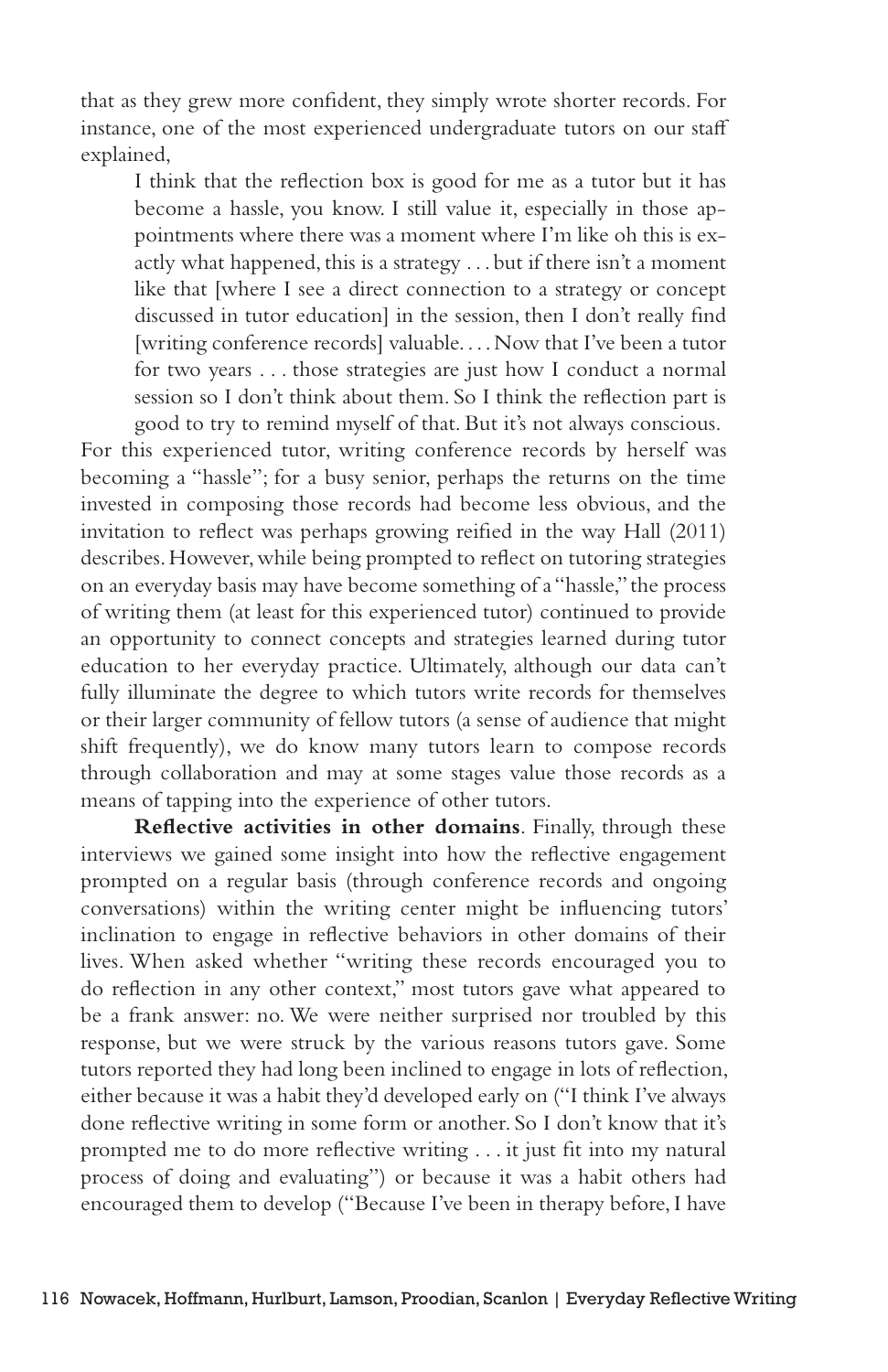that as they grew more confident, they simply wrote shorter records. For instance, one of the most experienced undergraduate tutors on our staff explained,

> I think that the reflection box is good for me as a tutor but it has become a hassle, you know. I still value it, especially in those appointments where there was a moment where I'm like oh this is exactly what happened, this is a strategy . . . but if there isn't a moment like that [where I see a direct connection to a strategy or concept discussed in tutor education] in the session, then I don't really find [writing conference records] valuable. . . . Now that I've been a tutor for two years . . . those strategies are just how I conduct a normal session so I don't think about them. So I think the reflection part is good to try to remind myself of that. But it's not always conscious.

For this experienced tutor, writing conference records by herself was becoming a "hassle"; for a busy senior, perhaps the returns on the time invested in composing those records had become less obvious, and the invitation to reflect was perhaps growing reified in the way Hall (2011) describes. However, while being prompted to reflect on tutoring strategies on an everyday basis may have become something of a "hassle," the process of writing them (at least for this experienced tutor) continued to provide an opportunity to connect concepts and strategies learned during tutor education to her everyday practice. Ultimately, although our data can't fully illuminate the degree to which tutors write records for themselves or their larger community of fellow tutors (a sense of audience that might shift frequently), we do know many tutors learn to compose records through collaboration and may at some stages value those records as a means of tapping into the experience of other tutors.

**Reflective activities in other domains**. Finally, through these interviews we gained some insight into how the reflective engagement prompted on a regular basis (through conference records and ongoing conversations) within the writing center might be influencing tutors' inclination to engage in reflective behaviors in other domains of their lives. When asked whether "writing these records encouraged you to do reflection in any other context," most tutors gave what appeared to be a frank answer: no. We were neither surprised nor troubled by this response, but we were struck by the various reasons tutors gave. Some tutors reported they had long been inclined to engage in lots of reflection, either because it was a habit they'd developed early on ("I think I've always done reflective writing in some form or another. So I don't know that it's prompted me to do more reflective writing . . . it just fit into my natural process of doing and evaluating") or because it was a habit others had encouraged them to develop ("Because I've been in therapy before, I have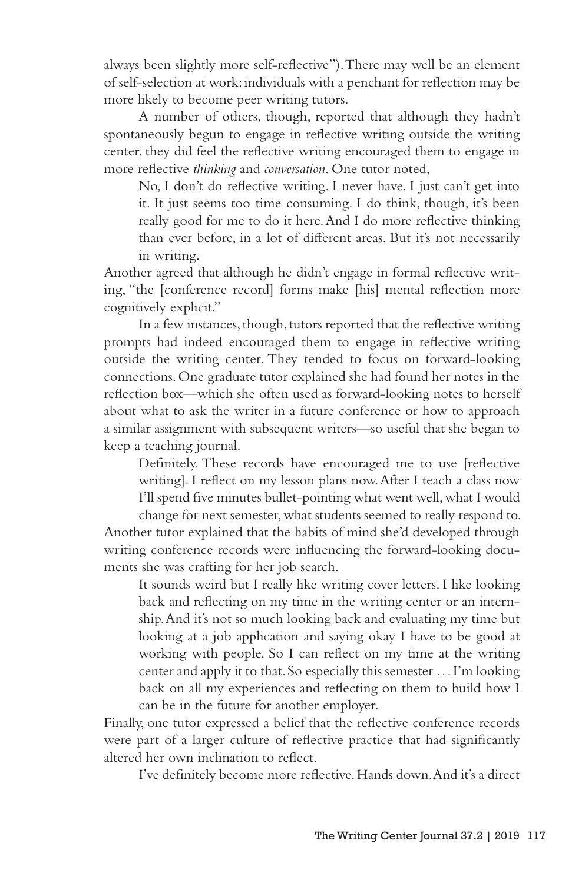always been slightly more self-reflective"). There may well be an element of self-selection at work: individuals with a penchant for reflection may be more likely to become peer writing tutors.

A number of others, though, reported that although they hadn't spontaneously begun to engage in reflective writing outside the writing center, they did feel the reflective writing encouraged them to engage in more reflective *thinking* and *conversation*. One tutor noted,

> No, I don't do reflective writing. I never have. I just can't get into it. It just seems too time consuming. I do think, though, it's been really good for me to do it here. And I do more reflective thinking than ever before, in a lot of different areas. But it's not necessarily in writing.

Another agreed that although he didn't engage in formal reflective writing, "the [conference record] forms make [his] mental reflection more cognitively explicit."

In a few instances, though, tutors reported that the reflective writing prompts had indeed encouraged them to engage in reflective writing outside the writing center. They tended to focus on forward-looking connections. One graduate tutor explained she had found her notes in the reflection box—which she often used as forward-looking notes to herself about what to ask the writer in a future conference or how to approach a similar assignment with subsequent writers—so useful that she began to keep a teaching journal.

> Definitely. These records have encouraged me to use [reflective writing]. I reflect on my lesson plans now. After I teach a class now I'll spend five minutes bullet-pointing what went well, what I would change for next semester, what students seemed to really respond to.

Another tutor explained that the habits of mind she'd developed through writing conference records were influencing the forward-looking documents she was crafting for her job search.

> It sounds weird but I really like writing cover letters. I like looking back and reflecting on my time in the writing center or an internship. And it's not so much looking back and evaluating my time but looking at a job application and saying okay I have to be good at working with people. So I can reflect on my time at the writing center and apply it to that. So especially this semester . . . I'm looking back on all my experiences and reflecting on them to build how I can be in the future for another employer.

Finally, one tutor expressed a belief that the reflective conference records were part of a larger culture of reflective practice that had significantly altered her own inclination to reflect.

> I've definitely become more reflective. Hands down. And it's a direct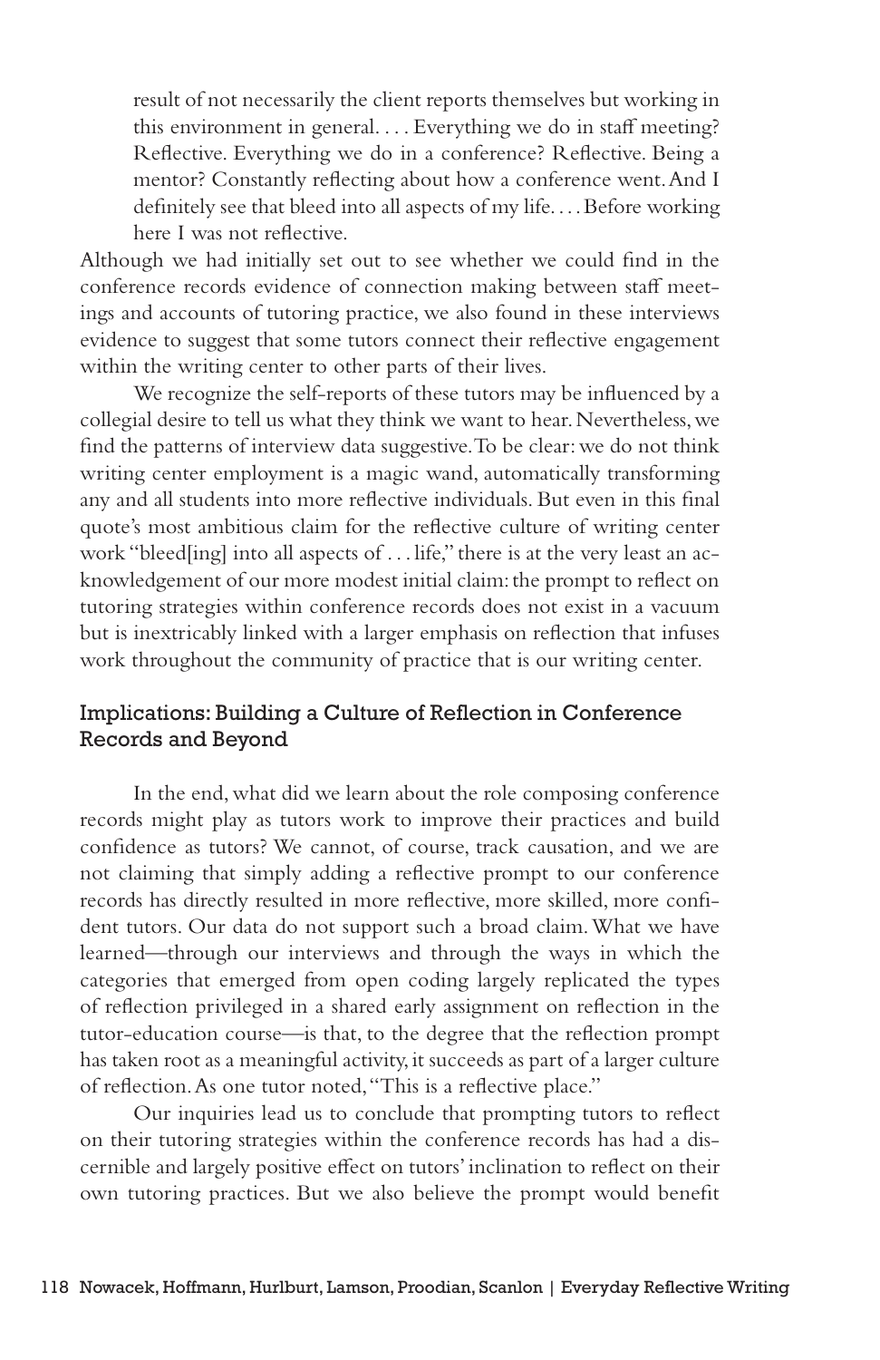> result of not necessarily the client reports themselves but working in this environment in general. . . . Everything we do in staff meeting? Reflective. Everything we do in a conference? Reflective. Being a mentor? Constantly reflecting about how a conference went. And I definitely see that bleed into all aspects of my life. . . . Before working here I was not reflective.

Although we had initially set out to see whether we could find in the conference records evidence of connection making between staff meetings and accounts of tutoring practice, we also found in these interviews evidence to suggest that some tutors connect their reflective engagement within the writing center to other parts of their lives.

We recognize the self-reports of these tutors may be influenced by a collegial desire to tell us what they think we want to hear. Nevertheless, we find the patterns of interview data suggestive. To be clear: we do not think writing center employment is a magic wand, automatically transforming any and all students into more reflective individuals. But even in this final quote's most ambitious claim for the reflective culture of writing center work "bleed[ing] into all aspects of . . . life," there is at the very least an acknowledgement of our more modest initial claim: the prompt to reflect on tutoring strategies within conference records does not exist in a vacuum but is inextricably linked with a larger emphasis on reflection that infuses work throughout the community of practice that is our writing center.

## Implications: Building a Culture of Reflection in Conference Records and Beyond

In the end, what did we learn about the role composing conference records might play as tutors work to improve their practices and build confidence as tutors? We cannot, of course, track causation, and we are not claiming that simply adding a reflective prompt to our conference records has directly resulted in more reflective, more skilled, more confident tutors. Our data do not support such a broad claim. What we have learned—through our interviews and through the ways in which the categories that emerged from open coding largely replicated the types of reflection privileged in a shared early assignment on reflection in the tutor-education course—is that, to the degree that the reflection prompt has taken root as a meaningful activity, it succeeds as part of a larger culture of reflection. As one tutor noted, "This is a reflective place."

Our inquiries lead us to conclude that prompting tutors to reflect on their tutoring strategies within the conference records has had a discernible and largely positive effect on tutors' inclination to reflect on their own tutoring practices. But we also believe the prompt would benefit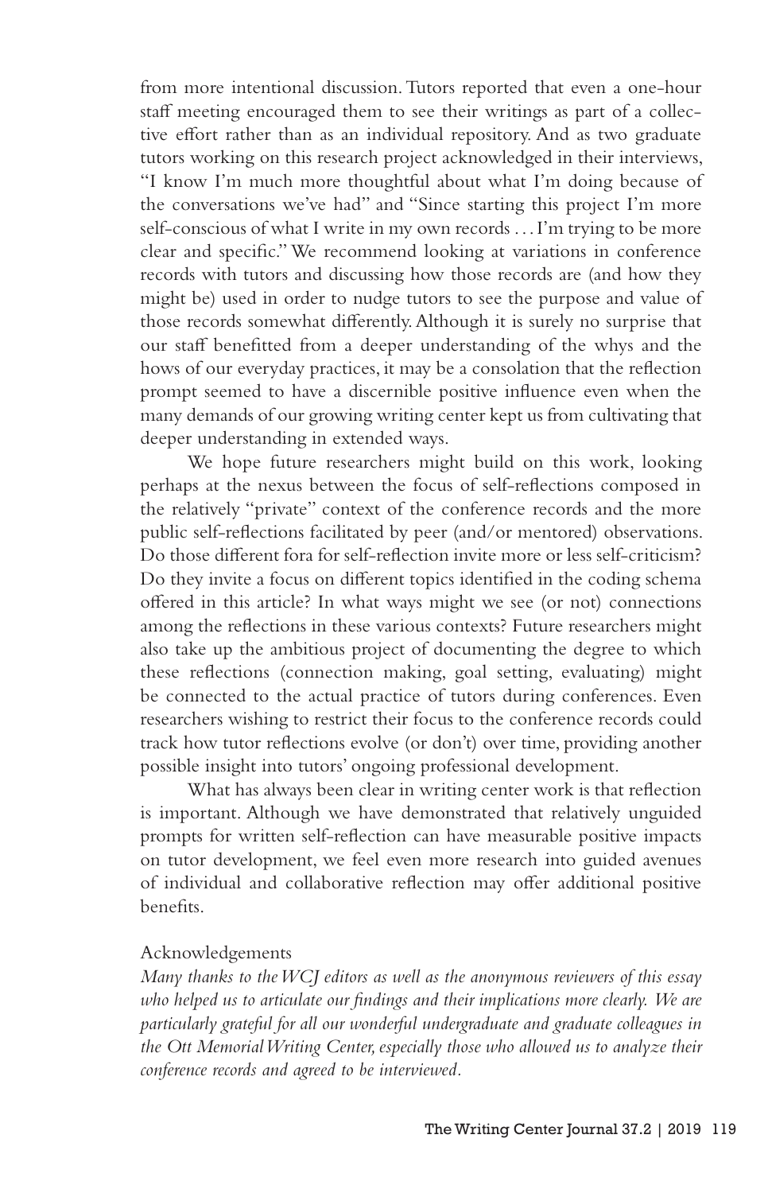from more intentional discussion. Tutors reported that even a one-hour staff meeting encouraged them to see their writings as part of a collective effort rather than as an individual repository. And as two graduate tutors working on this research project acknowledged in their interviews, "I know I'm much more thoughtful about what I'm doing because of the conversations we've had" and "Since starting this project I'm more self-conscious of what I write in my own records . . . I'm trying to be more clear and specific." We recommend looking at variations in conference records with tutors and discussing how those records are (and how they might be) used in order to nudge tutors to see the purpose and value of those records somewhat differently. Although it is surely no surprise that our staff benefitted from a deeper understanding of the whys and the hows of our everyday practices, it may be a consolation that the reflection prompt seemed to have a discernible positive influence even when the many demands of our growing writing center kept us from cultivating that deeper understanding in extended ways.

We hope future researchers might build on this work, looking perhaps at the nexus between the focus of self-reflections composed in the relatively "private" context of the conference records and the more public self-reflections facilitated by peer (and/or mentored) observations. Do those different fora for self-reflection invite more or less self-criticism? Do they invite a focus on different topics identified in the coding schema offered in this article? In what ways might we see (or not) connections among the reflections in these various contexts? Future researchers might also take up the ambitious project of documenting the degree to which these reflections (connection making, goal setting, evaluating) might be connected to the actual practice of tutors during conferences. Even researchers wishing to restrict their focus to the conference records could track how tutor reflections evolve (or don't) over time, providing another possible insight into tutors' ongoing professional development.

What has always been clear in writing center work is that reflection is important. Although we have demonstrated that relatively unguided prompts for written self-reflection can have measurable positive impacts on tutor development, we feel even more research into guided avenues of individual and collaborative reflection may offer additional positive benefits.

## Acknowledgements

*Many thanks to the WCJ editors as well as the anonymous reviewers of this essay who helped us to articulate our findings and their implications more clearly. We are particularly grateful for all our wonderful undergraduate and graduate colleagues in the Ott Memorial Writing Center, especially those who allowed us to analyze their conference records and agreed to be interviewed.*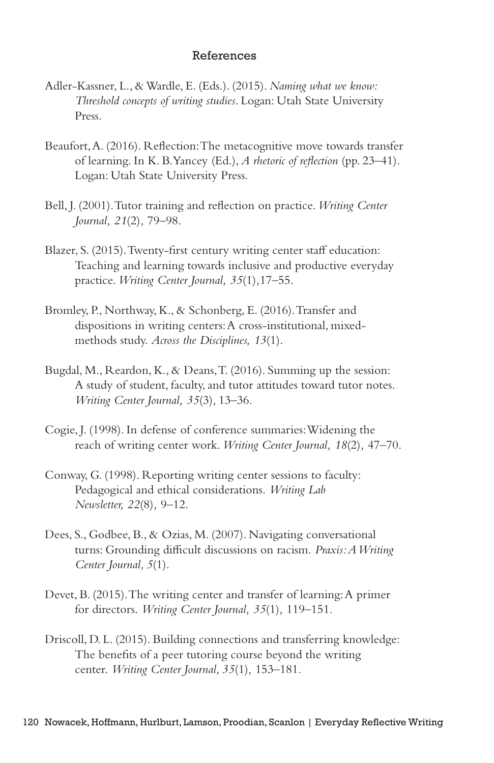## References

Adler-Kassner, L., & Wardle, E. (Eds.). (2015). *Naming what we know: Threshold concepts of writing studies*. Logan: Utah State University Press.

Beaufort, A. (2016). Reflection: The metacognitive move towards transfer of learning. In K. B. Yancey (Ed.), *A rhetoric of reflection* (pp. 23–41). Logan: Utah State University Press.

Bell, J. (2001). Tutor training and reflection on practice. *Writing Center Journal, 21*(2), 79–98.

Blazer, S. (2015). Twenty-first century writing center staff education: Teaching and learning towards inclusive and productive everyday practice. *Writing Center Journal, 35*(1), 17–55.

Bromley, P., Northway, K., & Schonberg, E. (2016). Transfer and dispositions in writing centers: A cross-institutional, mixed-methods study. *Across the Disciplines, 13*(1).

Bugdal, M., Reardon, K., & Deans, T. (2016). Summing up the session: A study of student, faculty, and tutor attitudes toward tutor notes. *Writing Center Journal, 35*(3), 13–36.

Cogie, J. (1998). In defense of conference summaries: Widening the reach of writing center work. *Writing Center Journal, 18*(2), 47–70.

Conway, G. (1998). Reporting writing center sessions to faculty: Pedagogical and ethical considerations. *Writing Lab Newsletter, 22*(8), 9–12.

Dees, S., Godbee, B., & Ozias, M. (2007). Navigating conversational turns: Grounding difficult discussions on racism. *Praxis: A Writing Center Journal, 5*(1).

Devet, B. (2015). The writing center and transfer of learning: A primer for directors. *Writing Center Journal, 35*(1), 119–151.

Driscoll, D. L. (2015). Building connections and transferring knowledge: The benefits of a peer tutoring course beyond the writing center. *Writing Center Journal, 35*(1), 153–181.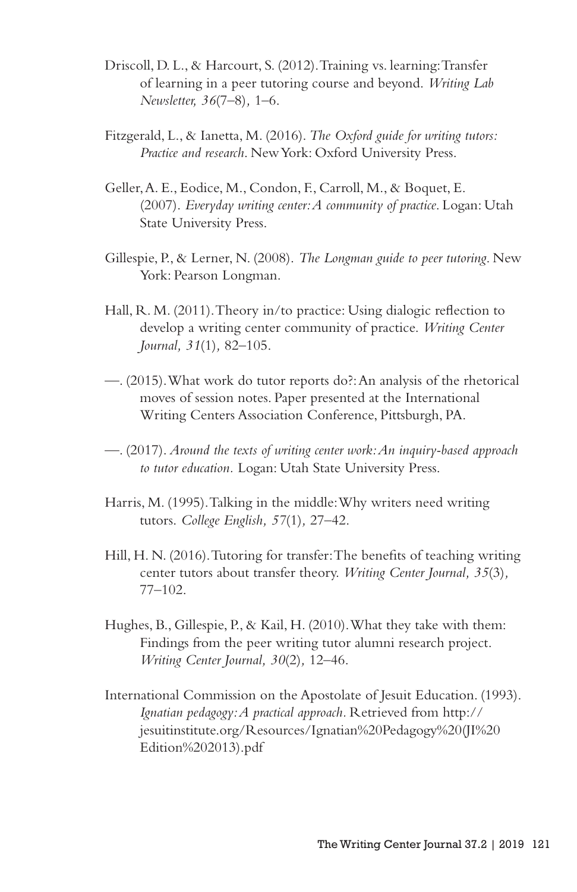Driscoll, D. L., & Harcourt, S. (2012). Training vs. learning: Transfer of learning in a peer tutoring course and beyond. *Writing Lab Newsletter, 36*(7–8), 1–6.

Fitzgerald, L., & Ianetta, M. (2016). *The Oxford guide for writing tutors: Practice and research*. New York: Oxford University Press.

Geller, A. E., Eodice, M., Condon, F., Carroll, M., & Boquet, E. (2007). *Everyday writing center: A community of practice*. Logan: Utah State University Press.

Gillespie, P., & Lerner, N. (2008). *The Longman guide to peer tutoring*. New York: Pearson Longman.

Hall, R. M. (2011). Theory in/to practice: Using dialogic reflection to develop a writing center community of practice. *Writing Center Journal, 31*(1), 82–105.

—. (2015). What work do tutor reports do?: An analysis of the rhetorical moves of session notes. Paper presented at the International Writing Centers Association Conference, Pittsburgh, PA.

—. (2017). *Around the texts of writing center work: An inquiry-based approach to tutor education*. Logan: Utah State University Press.

Harris, M. (1995). Talking in the middle: Why writers need writing tutors. *College English, 57*(1), 27–42.

Hill, H. N. (2016). Tutoring for transfer: The benefits of teaching writing center tutors about transfer theory. *Writing Center Journal, 35*(3), 77–102.

Hughes, B., Gillespie, P., & Kail, H. (2010). What they take with them: Findings from the peer writing tutor alumni research project. *Writing Center Journal, 30*(2), 12–46.

International Commission on the Apostolate of Jesuit Education. (1993). *Ignatian pedagogy: A practical approach*. Retrieved from http://jesuitinstitute.org/Resources/Ignatian%20Pedagogy%20(JI%20Edition%202013).pdf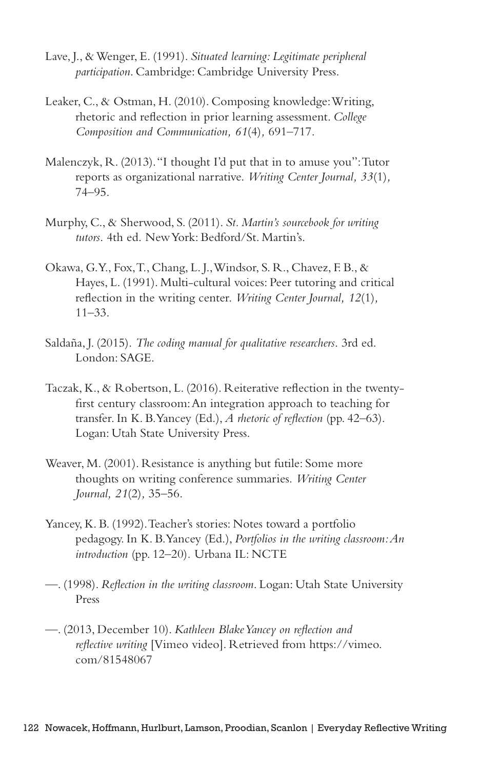Lave, J., & Wenger, E. (1991). *Situated learning: Legitimate peripheral participation*. Cambridge: Cambridge University Press.

Leaker, C., & Ostman, H. (2010). Composing knowledge: Writing, rhetoric and reflection in prior learning assessment. *College Composition and Communication, 61*(4)*,* 691–717.

Malenczyk, R. (2013). "I thought I'd put that in to amuse you": Tutor reports as organizational narrative. *Writing Center Journal, 33*(1)*,* 74–95.

Murphy, C., & Sherwood, S. (2011). *St. Martin's sourcebook for writing tutors.* 4th ed. New York: Bedford/St. Martin's.

Okawa, G. Y., Fox, T., Chang, L. J., Windsor, S. R., Chavez, F. B., & Hayes, L. (1991). Multi-cultural voices: Peer tutoring and critical reflection in the writing center. *Writing Center Journal, 12*(1)*,* 11–33.

Saldaña, J. (2015). *The coding manual for qualitative researchers*. 3rd ed. London: SAGE.

Taczak, K., & Robertson, L. (2016). Reiterative reflection in the twenty-first century classroom: An integration approach to teaching for transfer. In K. B. Yancey (Ed.), *A rhetoric of reflection* (pp. 42–63). Logan: Utah State University Press.

Weaver, M. (2001). Resistance is anything but futile: Some more thoughts on writing conference summaries. *Writing Center Journal, 21*(2)*,* 35–56.

Yancey, K. B. (1992). Teacher's stories: Notes toward a portfolio pedagogy. In K. B. Yancey (Ed.), *Portfolios in the writing classroom: An introduction* (pp. 12–20)*.* Urbana IL: NCTE

—. (1998). *Reflection in the writing classroom*. Logan: Utah State University Press

—. (2013, December 10). *Kathleen Blake Yancey on reflection and reflective writing* [Vimeo video]. Retrieved from https://vimeo.com/81548067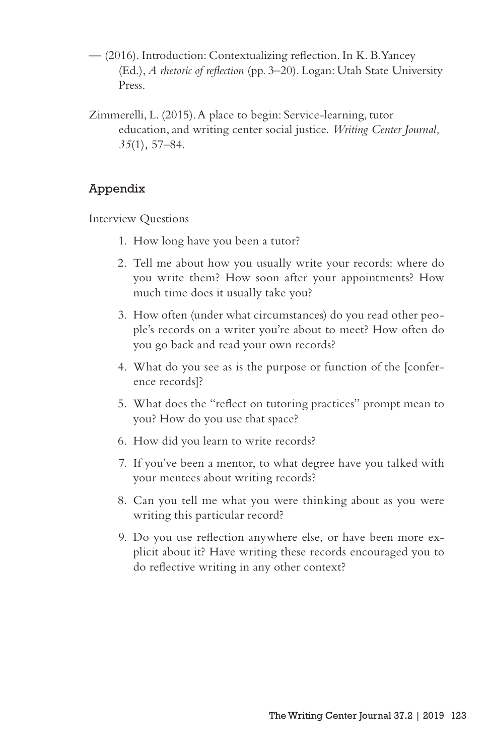— (2016). Introduction: Contextualizing reflection. In K. B. Yancey (Ed.), *A rhetoric of reflection* (pp. 3–20). Logan: Utah State University Press.

Zimmerelli, L. (2015). A place to begin: Service-learning, tutor education, and writing center social justice. *Writing Center Journal, 35*(1), 57–84.

## Appendix

Interview Questions

1. How long have you been a tutor?
2. Tell me about how you usually write your records: where do you write them? How soon after your appointments? How much time does it usually take you?
3. How often (under what circumstances) do you read other people's records on a writer you're about to meet? How often do you go back and read your own records?
4. What do you see as is the purpose or function of the [conference records]?
5. What does the "reflect on tutoring practices" prompt mean to you? How do you use that space?
6. How did you learn to write records?
7. If you've been a mentor, to what degree have you talked with your mentees about writing records?
8. Can you tell me what you were thinking about as you were writing this particular record?
9. Do you use reflection anywhere else, or have been more explicit about it? Have writing these records encouraged you to do reflective writing in any other context?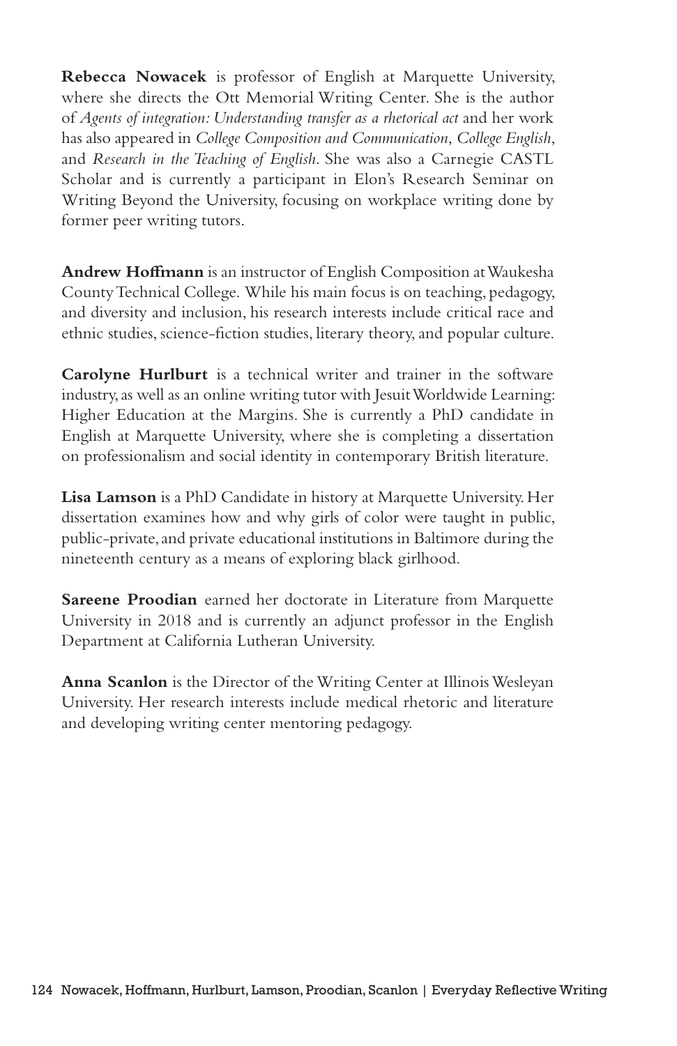**Rebecca Nowacek** is professor of English at Marquette University, where she directs the Ott Memorial Writing Center. She is the author of *Agents of integration: Understanding transfer as a rhetorical act* and her work has also appeared in *College Composition and Communication*, *College English*, and *Research in the Teaching of English*. She was also a Carnegie CASTL Scholar and is currently a participant in Elon's Research Seminar on Writing Beyond the University, focusing on workplace writing done by former peer writing tutors.

**Andrew Hoffmann** is an instructor of English Composition at Waukesha County Technical College. While his main focus is on teaching, pedagogy, and diversity and inclusion, his research interests include critical race and ethnic studies, science-fiction studies, literary theory, and popular culture.

**Carolyne Hurlburt** is a technical writer and trainer in the software industry, as well as an online writing tutor with Jesuit Worldwide Learning: Higher Education at the Margins. She is currently a PhD candidate in English at Marquette University, where she is completing a dissertation on professionalism and social identity in contemporary British literature.

**Lisa Lamson** is a PhD Candidate in history at Marquette University. Her dissertation examines how and why girls of color were taught in public, public-private, and private educational institutions in Baltimore during the nineteenth century as a means of exploring black girlhood.

**Sareene Proodian** earned her doctorate in Literature from Marquette University in 2018 and is currently an adjunct professor in the English Department at California Lutheran University.

**Anna Scanlon** is the Director of the Writing Center at Illinois Wesleyan University. Her research interests include medical rhetoric and literature and developing writing center mentoring pedagogy.